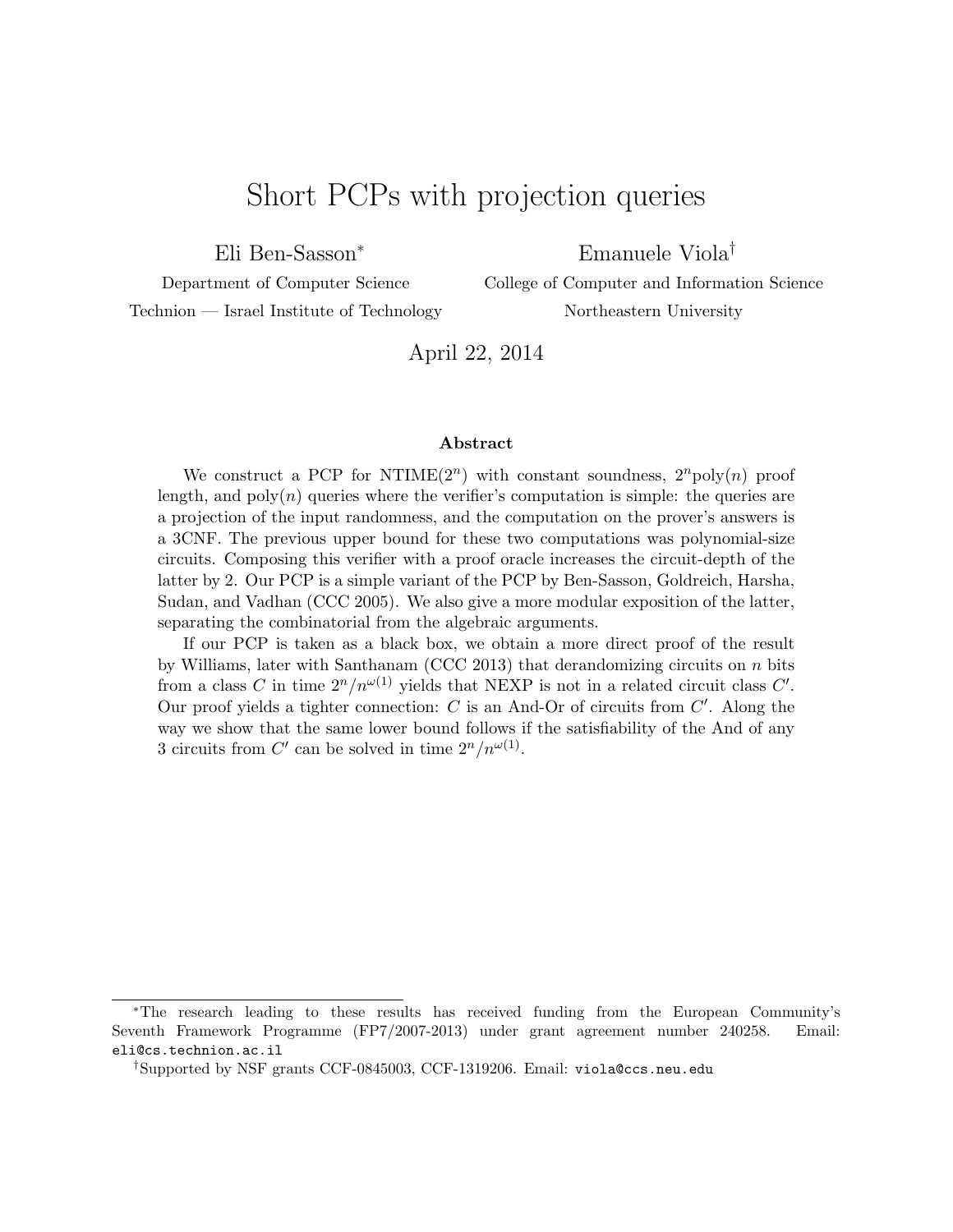# Short PCPs with projection queries

Eli Ben-Sasson[*]
Department of Computer Science
Technion — Israel Institute of Technology

Emanuele Viola[†]
College of Computer and Information Science
Northeastern University

April 22, 2014

### Abstract

We construct a PCP for NTIME($2^n$) with constant soundness, $2^n\text{poly}(n)$ proof length, and $\text{poly}(n)$ queries where the verifier's computation is simple: the queries are a projection of the input randomness, and the computation on the prover's answers is a 3CNF. The previous upper bound for these two computations was polynomial-size circuits. Composing this verifier with a proof oracle increases the circuit-depth of the latter by 2. Our PCP is a simple variant of the PCP by Ben-Sasson, Goldreich, Harsha, Sudan, and Vadhan (CCC 2005). We also give a more modular exposition of the latter, separating the combinatorial from the algebraic arguments.

If our PCP is taken as a black box, we obtain a more direct proof of the result by Williams, later with Santhanam (CCC 2013) that derandomizing circuits on $n$ bits from a class $C$ in time $2^n/n^{\omega(1)}$ yields that NEXP is not in a related circuit class $C'$. Our proof yields a tighter connection: $C$ is an And-Or of circuits from $C'$. Along the way we show that the same lower bound follows if the satisfiability of the And of any 3 circuits from $C'$ can be solved in time $2^n/n^{\omega(1)}$.

---

[*]The research leading to these results has received funding from the European Community's Seventh Framework Programme (FP7/2007-2013) under grant agreement number 240258. Email: eli@cs.technion.ac.il

[†]Supported by NSF grants CCF-0845003, CCF-1319206. Email: viola@ccs.neu.edu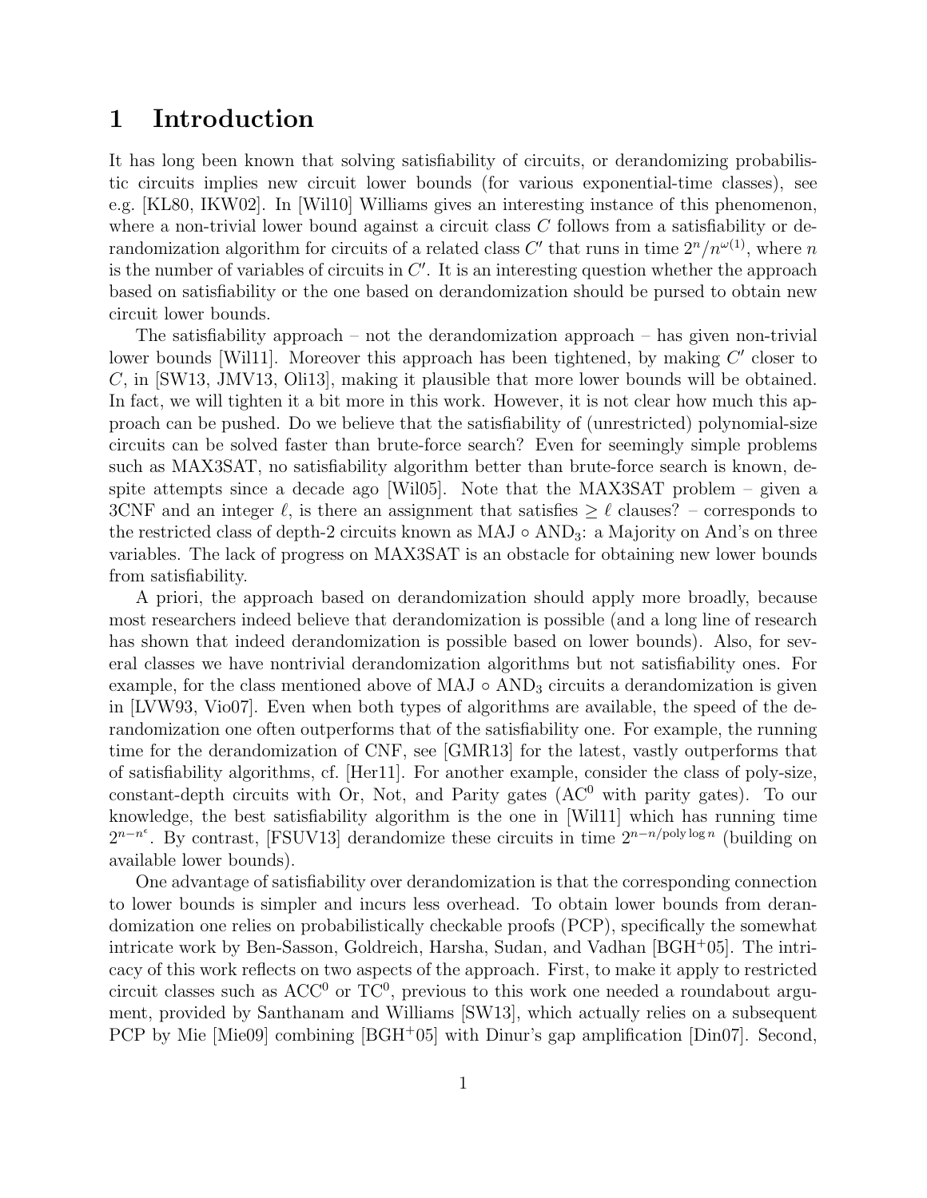# 1 Introduction

It has long been known that solving satisfiability of circuits, or derandomizing probabilistic circuits implies new circuit lower bounds (for various exponential-time classes), see e.g. [KL80, IKW02]. In [Wil10] Williams gives an interesting instance of this phenomenon, where a non-trivial lower bound against a circuit class $C$ follows from a satisfiability or derandomization algorithm for circuits of a related class $C'$ that runs in time $2^n/n^{\omega(1)}$, where $n$ is the number of variables of circuits in $C'$. It is an interesting question whether the approach based on satisfiability or the one based on derandomization should be pursed to obtain new circuit lower bounds.

The satisfiability approach – not the derandomization approach – has given non-trivial lower bounds [Wil11]. Moreover this approach has been tightened, by making $C'$ closer to $C$, in [SW13, JMV13, Oli13], making it plausible that more lower bounds will be obtained. In fact, we will tighten it a bit more in this work. However, it is not clear how much this approach can be pushed. Do we believe that the satisfiability of (unrestricted) polynomial-size circuits can be solved faster than brute-force search? Even for seemingly simple problems such as MAX3SAT, no satisfiability algorithm better than brute-force search is known, despite attempts since a decade ago [Wil05]. Note that the MAX3SAT problem – given a 3CNF and an integer $\ell$, is there an assignment that satisfies $\geq \ell$ clauses? – corresponds to the restricted class of depth-2 circuits known as $\mathrm{MAJ} \circ \mathrm{AND}_3$: a Majority on And's on three variables. The lack of progress on MAX3SAT is an obstacle for obtaining new lower bounds from satisfiability.

A priori, the approach based on derandomization should apply more broadly, because most researchers indeed believe that derandomization is possible (and a long line of research has shown that indeed derandomization is possible based on lower bounds). Also, for several classes we have nontrivial derandomization algorithms but not satisfiability ones. For example, for the class mentioned above of $\mathrm{MAJ} \circ \mathrm{AND}_3$ circuits a derandomization is given in [LVW93, Vio07]. Even when both types of algorithms are available, the speed of the derandomization one often outperforms that of the satisfiability one. For example, the running time for the derandomization of CNF, see [GMR13] for the latest, vastly outperforms that of satisfiability algorithms, cf. [Her11]. For another example, consider the class of poly-size, constant-depth circuits with Or, Not, and Parity gates ($\mathrm{AC}^0$ with parity gates). To our knowledge, the best satisfiability algorithm is the one in [Wil11] which has running time $2^{n-n^{\epsilon}}$. By contrast, [FSUV13] derandomize these circuits in time $2^{n-n/\mathrm{poly}\log n}$ (building on available lower bounds).

One advantage of satisfiability over derandomization is that the corresponding connection to lower bounds is simpler and incurs less overhead. To obtain lower bounds from derandomization one relies on probabilistically checkable proofs (PCP), specifically the somewhat intricate work by Ben-Sasson, Goldreich, Harsha, Sudan, and Vadhan [BGH+05]. The intricacy of this work reflects on two aspects of the approach. First, to make it apply to restricted circuit classes such as $\mathrm{ACC}^0$ or $\mathrm{TC}^0$, previous to this work one needed a roundabout argument, provided by Santhanam and Williams [SW13], which actually relies on a subsequent PCP by Mie [Mie09] combining [BGH+05] with Dinur's gap amplification [Din07]. Second,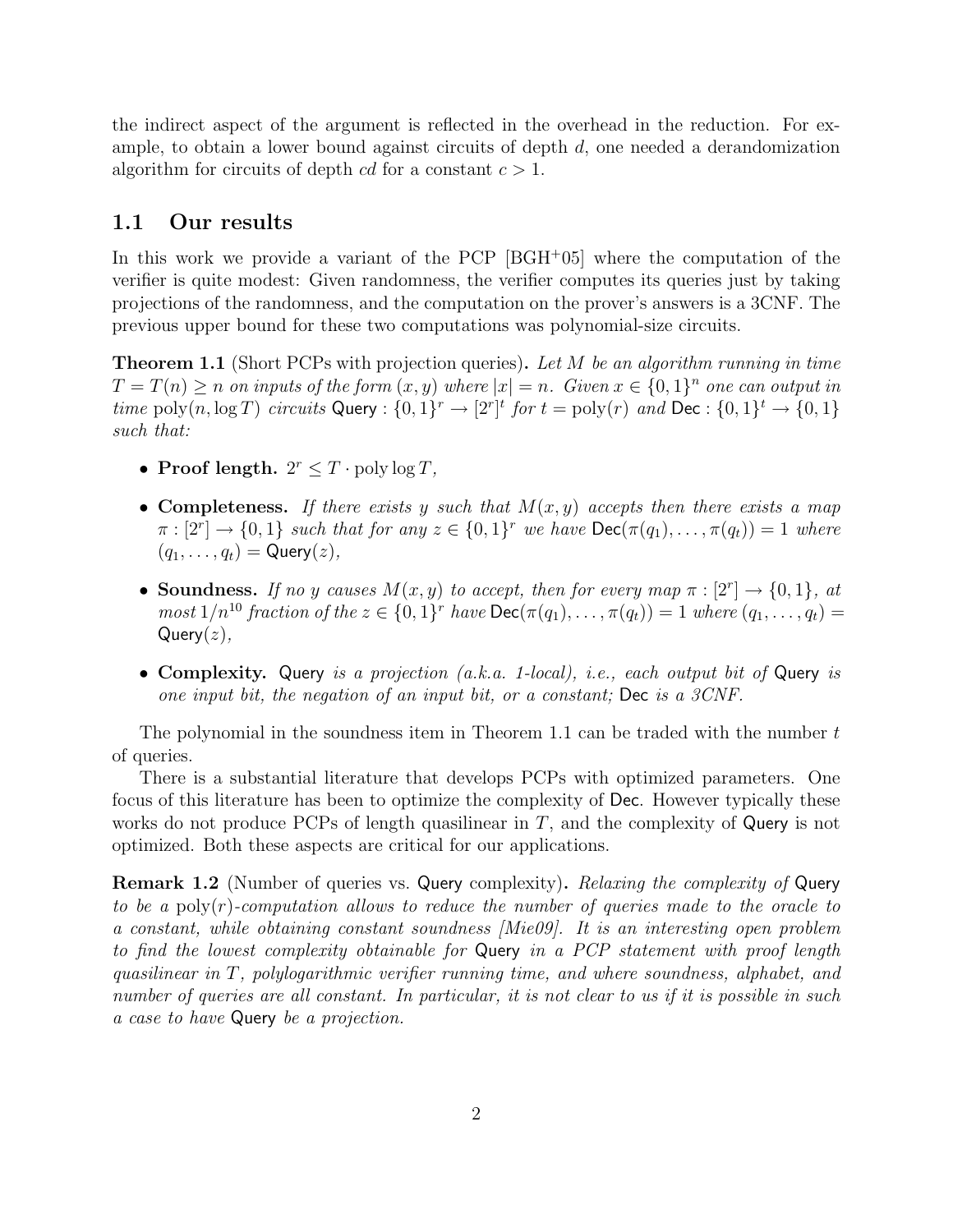the indirect aspect of the argument is reflected in the overhead in the reduction. For example, to obtain a lower bound against circuits of depth $d$, one needed a derandomization algorithm for circuits of depth $cd$ for a constant $c > 1$.

## 1.1 Our results

In this work we provide a variant of the PCP [BGH+05] where the computation of the verifier is quite modest: Given randomness, the verifier computes its queries just by taking projections of the randomness, and the computation on the prover's answers is a 3CNF. The previous upper bound for these two computations was polynomial-size circuits.

**Theorem 1.1** (Short PCPs with projection queries)**.** *Let $M$ be an algorithm running in time $T = T(n) \geq n$ on inputs of the form $(x, y)$ where $|x| = n$. Given $x \in \{0,1\}^n$ one can output in time $\mathrm{poly}(n, \log T)$ circuits $\mathsf{Query} : \{0,1\}^r \to [2^r]^t$ for $t = \mathrm{poly}(r)$ and $\mathsf{Dec} : \{0,1\}^t \to \{0,1\}$ such that:*

- **Proof length.** $2^r \leq T \cdot \mathrm{poly} \log T$,
- **Completeness.** *If there exists $y$ such that $M(x, y)$ accepts then there exists a map $\pi : [2^r] \to \{0,1\}$ such that for any $z \in \{0,1\}^r$ we have $\mathsf{Dec}(\pi(q_1), \ldots, \pi(q_t)) = 1$ where $(q_1, \ldots, q_t) = \mathsf{Query}(z)$,*
- **Soundness.** *If no $y$ causes $M(x, y)$ to accept, then for every map $\pi : [2^r] \to \{0,1\}$, at most $1/n^{10}$ fraction of the $z \in \{0,1\}^r$ have $\mathsf{Dec}(\pi(q_1), \ldots, \pi(q_t)) = 1$ where $(q_1, \ldots, q_t) = \mathsf{Query}(z)$,*
- **Complexity.** $\mathsf{Query}$ *is a projection (a.k.a. 1-local), i.e., each output bit of* $\mathsf{Query}$ *is one input bit, the negation of an input bit, or a constant;* $\mathsf{Dec}$ *is a 3CNF.*

The polynomial in the soundness item in Theorem 1.1 can be traded with the number $t$ of queries.

There is a substantial literature that develops PCPs with optimized parameters. One focus of this literature has been to optimize the complexity of $\mathsf{Dec}$. However typically these works do not produce PCPs of length quasilinear in $T$, and the complexity of $\mathsf{Query}$ is not optimized. Both these aspects are critical for our applications.

**Remark 1.2** (Number of queries vs. $\mathsf{Query}$ complexity)**.** *Relaxing the complexity of* $\mathsf{Query}$ *to be a $\mathrm{poly}(r)$-computation allows to reduce the number of queries made to the oracle to a constant, while obtaining constant soundness [Mie09]. It is an interesting open problem to find the lowest complexity obtainable for* $\mathsf{Query}$ *in a PCP statement with proof length quasilinear in $T$, polylogarithmic verifier running time, and where soundness, alphabet, and number of queries are all constant. In particular, it is not clear to us if it is possible in such a case to have* $\mathsf{Query}$ *be a projection.*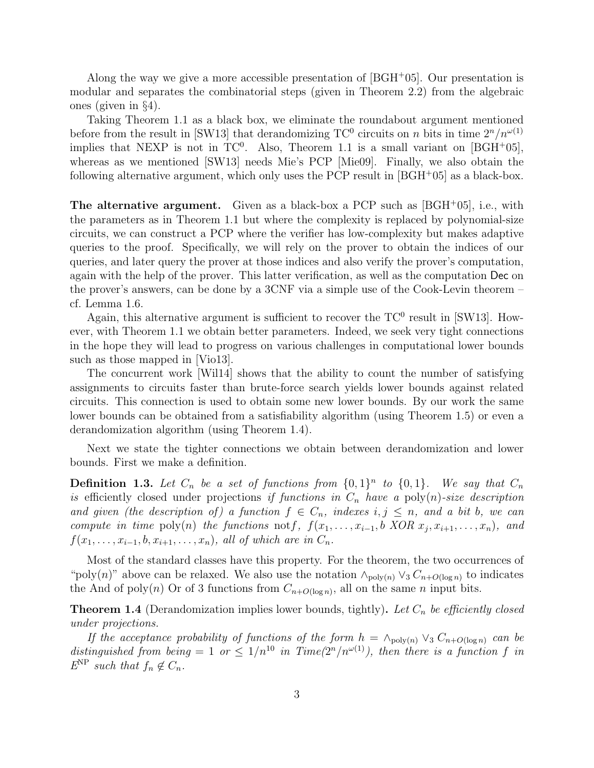Along the way we give a more accessible presentation of [BGH+05]. Our presentation is modular and separates the combinatorial steps (given in Theorem 2.2) from the algebraic ones (given in §4).

Taking Theorem 1.1 as a black box, we eliminate the roundabout argument mentioned before from the result in [SW13] that derandomizing $\mathrm{TC}^0$ circuits on $n$ bits in time $2^n/n^{\omega(1)}$ implies that NEXP is not in $\mathrm{TC}^0$. Also, Theorem 1.1 is a small variant on [BGH+05], whereas as we mentioned [SW13] needs Mie's PCP [Mie09]. Finally, we also obtain the following alternative argument, which only uses the PCP result in [BGH+05] as a black-box.

**The alternative argument.** Given as a black-box a PCP such as [BGH+05], i.e., with the parameters as in Theorem 1.1 but where the complexity is replaced by polynomial-size circuits, we can construct a PCP where the verifier has low-complexity but makes adaptive queries to the proof. Specifically, we will rely on the prover to obtain the indices of our queries, and later query the prover at those indices and also verify the prover's computation, again with the help of the prover. This latter verification, as well as the computation $\mathsf{Dec}$ on the prover's answers, can be done by a 3CNF via a simple use of the Cook-Levin theorem – cf. Lemma 1.6.

Again, this alternative argument is sufficient to recover the $\mathrm{TC}^0$ result in [SW13]. However, with Theorem 1.1 we obtain better parameters. Indeed, we seek very tight connections in the hope they will lead to progress on various challenges in computational lower bounds such as those mapped in [Vio13].

The concurrent work [Wil14] shows that the ability to count the number of satisfying assignments to circuits faster than brute-force search yields lower bounds against related circuits. This connection is used to obtain some new lower bounds. By our work the same lower bounds can be obtained from a satisfiability algorithm (using Theorem 1.5) or even a derandomization algorithm (using Theorem 1.4).

Next we state the tighter connections we obtain between derandomization and lower bounds. First we make a definition.

**Definition 1.3.** *Let $C_n$ be a set of functions from $\{0,1\}^n$ to $\{0,1\}$. We say that $C_n$ is* efficiently closed under projections *if functions in $C_n$ have a $\mathrm{poly}(n)$-size description and given (the description of) a function $f \in C_n$, indexes $i, j \le n$, and a bit $b$, we can compute in time $\mathrm{poly}(n)$ the functions $\mathrm{not} f$, $f(x_1, \ldots, x_{i-1}, b \text{ XOR } x_j, x_{i+1}, \ldots, x_n)$, and $f(x_1, \ldots, x_{i-1}, b, x_{i+1}, \ldots, x_n)$, all of which are in $C_n$.*

Most of the standard classes have this property. For the theorem, the two occurrences of "$\mathrm{poly}(n)$" above can be relaxed. We also use the notation $\wedge_{\mathrm{poly}(n)} \vee_3 C_{n+O(\log n)}$ to indicates the And of $\mathrm{poly}(n)$ Or of 3 functions from $C_{n+O(\log n)}$, all on the same $n$ input bits.

**Theorem 1.4** (Derandomization implies lower bounds, tightly)**.** *Let $C_n$ be efficiently closed under projections.*

*If the acceptance probability of functions of the form $h = \wedge_{\mathrm{poly}(n)} \vee_3 C_{n+O(\log n)}$ can be distinguished from being $= 1$ or $\le 1/n^{10}$ in Time($2^n/n^{\omega(1)}$), then there is a function $f$ in $E^{\mathrm{NP}}$ such that $f_n \notin C_n$.*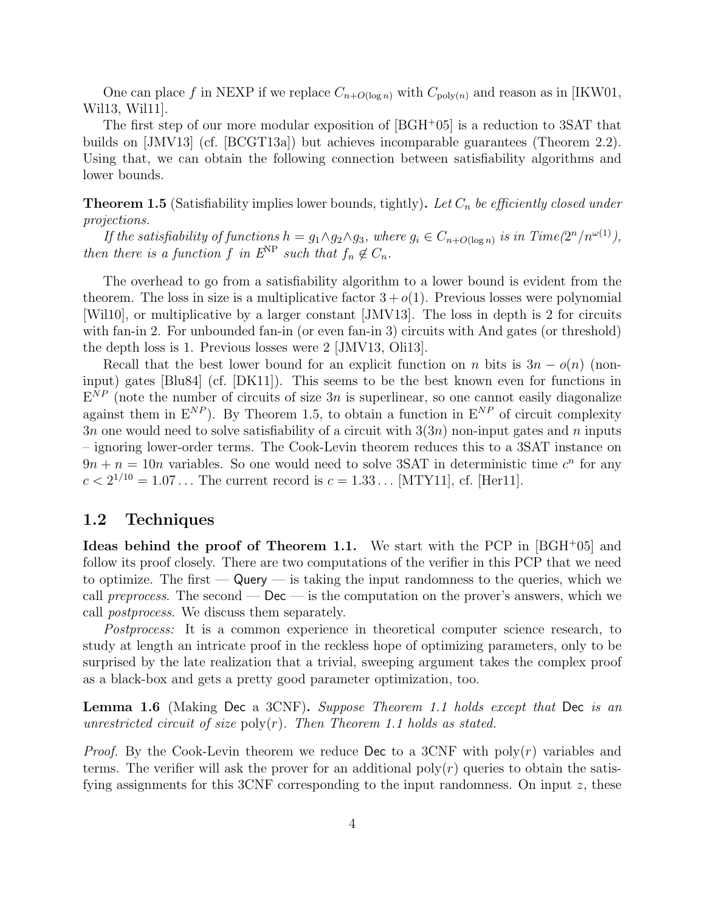One can place $f$ in NEXP if we replace $C_{n+O(\log n)}$ with $C_{\text{poly}(n)}$ and reason as in [IKW01, Wil13, Wil11].

The first step of our more modular exposition of [BGH+05] is a reduction to 3SAT that builds on [JMV13] (cf. [BCGT13a]) but achieves incomparable guarantees (Theorem 2.2). Using that, we can obtain the following connection between satisfiability algorithms and lower bounds.

**Theorem 1.5** (Satisfiability implies lower bounds, tightly)**.** *Let $C_n$ be efficiently closed under projections.*

*If the satisfiability of functions $h = g_1 \wedge g_2 \wedge g_3$, where $g_i \in C_{n+O(\log n)}$ is in Time$(2^n/n^{\omega(1)})$, then there is a function $f$ in $\mathrm{E}^{\mathrm{NP}}$ such that $f_n \notin C_n$.*

The overhead to go from a satisfiability algorithm to a lower bound is evident from the theorem. The loss in size is a multiplicative factor $3 + o(1)$. Previous losses were polynomial [Wil10], or multiplicative by a larger constant [JMV13]. The loss in depth is 2 for circuits with fan-in 2. For unbounded fan-in (or even fan-in 3) circuits with And gates (or threshold) the depth loss is 1. Previous losses were 2 [JMV13, Oli13].

Recall that the best lower bound for an explicit function on $n$ bits is $3n - o(n)$ (non-input) gates [Blu84] (cf. [DK11]). This seems to be the best known even for functions in $\mathrm{E}^{NP}$ (note the number of circuits of size $3n$ is superlinear, so one cannot easily diagonalize against them in $\mathrm{E}^{NP}$). By Theorem 1.5, to obtain a function in $\mathrm{E}^{NP}$ of circuit complexity $3n$ one would need to solve satisfiability of a circuit with $3(3n)$ non-input gates and $n$ inputs – ignoring lower-order terms. The Cook-Levin theorem reduces this to a 3SAT instance on $9n + n = 10n$ variables. So one would need to solve 3SAT in deterministic time $c^n$ for any $c < 2^{1/10} = 1.07\ldots$ The current record is $c = 1.33\ldots$ [MTY11], cf. [Her11].

## 1.2 Techniques

**Ideas behind the proof of Theorem 1.1.** We start with the PCP in [BGH+05] and follow its proof closely. There are two computations of the verifier in this PCP that we need to optimize. The first — Query — is taking the input randomness to the queries, which we call *preprocess*. The second — Dec — is the computation on the prover's answers, which we call *postprocess*. We discuss them separately.

*Postprocess:* It is a common experience in theoretical computer science research, to study at length an intricate proof in the reckless hope of optimizing parameters, only to be surprised by the late realization that a trivial, sweeping argument takes the complex proof as a black-box and gets a pretty good parameter optimization, too.

**Lemma 1.6** (Making Dec a 3CNF)**.** *Suppose Theorem 1.1 holds except that* Dec *is an unrestricted circuit of size* $\text{poly}(r)$*. Then Theorem 1.1 holds as stated.*

*Proof.* By the Cook-Levin theorem we reduce Dec to a 3CNF with $\text{poly}(r)$ variables and terms. The verifier will ask the prover for an additional $\text{poly}(r)$ queries to obtain the satisfying assignments for this 3CNF corresponding to the input randomness. On input $z$, these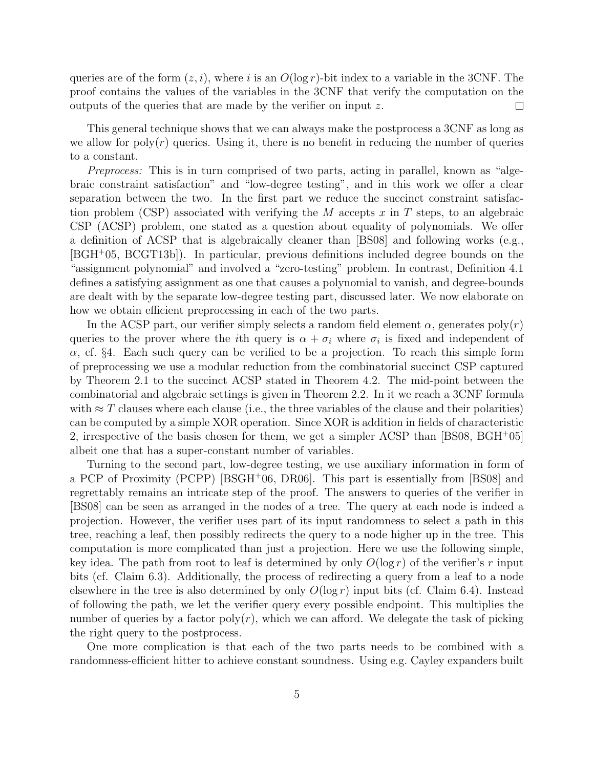queries are of the form $(z, i)$, where $i$ is an $O(\log r)$-bit index to a variable in the 3CNF. The proof contains the values of the variables in the 3CNF that verify the computation on the outputs of the queries that are made by the verifier on input $z$. □

This general technique shows that we can always make the postprocess a 3CNF as long as we allow for $\text{poly}(r)$ queries. Using it, there is no benefit in reducing the number of queries to a constant.

*Preprocess:* This is in turn comprised of two parts, acting in parallel, known as "algebraic constraint satisfaction" and "low-degree testing", and in this work we offer a clear separation between the two. In the first part we reduce the succinct constraint satisfaction problem (CSP) associated with verifying the $M$ accepts $x$ in $T$ steps, to an algebraic CSP (ACSP) problem, one stated as a question about equality of polynomials. We offer a definition of ACSP that is algebraically cleaner than [BS08] and following works (e.g., [BGH+05, BCGT13b]). In particular, previous definitions included degree bounds on the "assignment polynomial" and involved a "zero-testing" problem. In contrast, Definition 4.1 defines a satisfying assignment as one that causes a polynomial to vanish, and degree-bounds are dealt with by the separate low-degree testing part, discussed later. We now elaborate on how we obtain efficient preprocessing in each of the two parts.

In the ACSP part, our verifier simply selects a random field element $\alpha$, generates $\text{poly}(r)$ queries to the prover where the $i$th query is $\alpha + \sigma_i$ where $\sigma_i$ is fixed and independent of $\alpha$, cf. §4. Each such query can be verified to be a projection. To reach this simple form of preprocessing we use a modular reduction from the combinatorial succinct CSP captured by Theorem 2.1 to the succinct ACSP stated in Theorem 4.2. The mid-point between the combinatorial and algebraic settings is given in Theorem 2.2. In it we reach a 3CNF formula with $\approx T$ clauses where each clause (i.e., the three variables of the clause and their polarities) can be computed by a simple XOR operation. Since XOR is addition in fields of characteristic 2, irrespective of the basis chosen for them, we get a simpler ACSP than [BS08, BGH+05] albeit one that has a super-constant number of variables.

Turning to the second part, low-degree testing, we use auxiliary information in form of a PCP of Proximity (PCPP) [BSGH+06, DR06]. This part is essentially from [BS08] and regrettably remains an intricate step of the proof. The answers to queries of the verifier in [BS08] can be seen as arranged in the nodes of a tree. The query at each node is indeed a projection. However, the verifier uses part of its input randomness to select a path in this tree, reaching a leaf, then possibly redirects the query to a node higher up in the tree. This computation is more complicated than just a projection. Here we use the following simple, key idea. The path from root to leaf is determined by only $O(\log r)$ of the verifier's $r$ input bits (cf. Claim 6.3). Additionally, the process of redirecting a query from a leaf to a node elsewhere in the tree is also determined by only $O(\log r)$ input bits (cf. Claim 6.4). Instead of following the path, we let the verifier query every possible endpoint. This multiplies the number of queries by a factor $\text{poly}(r)$, which we can afford. We delegate the task of picking the right query to the postprocess.

One more complication is that each of the two parts needs to be combined with a randomness-efficient hitter to achieve constant soundness. Using e.g. Cayley expanders built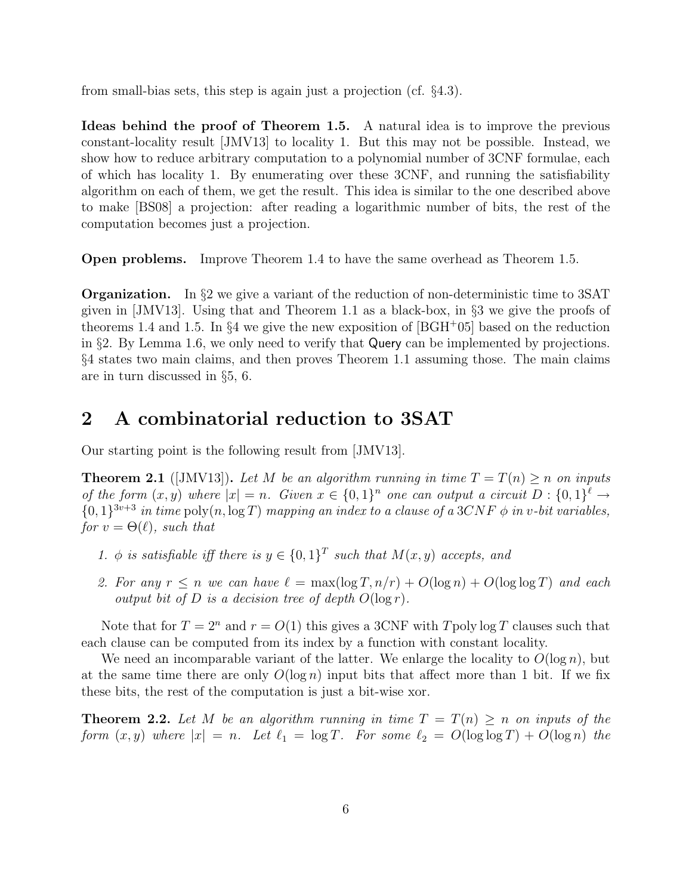from small-bias sets, this step is again just a projection (cf. §4.3).

**Ideas behind the proof of Theorem 1.5.** A natural idea is to improve the previous constant-locality result [JMV13] to locality 1. But this may not be possible. Instead, we show how to reduce arbitrary computation to a polynomial number of 3CNF formulae, each of which has locality 1. By enumerating over these 3CNF, and running the satisfiability algorithm on each of them, we get the result. This idea is similar to the one described above to make [BS08] a projection: after reading a logarithmic number of bits, the rest of the computation becomes just a projection.

**Open problems.** Improve Theorem 1.4 to have the same overhead as Theorem 1.5.

**Organization.** In §2 we give a variant of the reduction of non-deterministic time to 3SAT given in [JMV13]. Using that and Theorem 1.1 as a black-box, in §3 we give the proofs of theorems 1.4 and 1.5. In §4 we give the new exposition of [BGH+05] based on the reduction in §2. By Lemma 1.6, we only need to verify that Query can be implemented by projections. §4 states two main claims, and then proves Theorem 1.1 assuming those. The main claims are in turn discussed in §5, 6.

## 2 A combinatorial reduction to 3SAT

Our starting point is the following result from [JMV13].

**Theorem 2.1** ([JMV13])**.** *Let $M$ be an algorithm running in time $T = T(n) \geq n$ on inputs of the form $(x, y)$ where $|x| = n$. Given $x \in \{0,1\}^n$ one can output a circuit $D : \{0,1\}^\ell \to \{0,1\}^{3v+3}$ in time $\text{poly}(n, \log T)$ mapping an index to a clause of a 3CNF $\phi$ in $v$-bit variables, for $v = \Theta(\ell)$, such that*

1. *$\phi$ is satisfiable iff there is $y \in \{0,1\}^T$ such that $M(x, y)$ accepts, and*
2. *For any $r \leq n$ we can have $\ell = \max(\log T, n/r) + O(\log n) + O(\log \log T)$ and each output bit of $D$ is a decision tree of depth $O(\log r)$.*

Note that for $T = 2^n$ and $r = O(1)$ this gives a 3CNF with $T \text{poly} \log T$ clauses such that each clause can be computed from its index by a function with constant locality.

We need an incomparable variant of the latter. We enlarge the locality to $O(\log n)$, but at the same time there are only $O(\log n)$ input bits that affect more than 1 bit. If we fix these bits, the rest of the computation is just a bit-wise xor.

**Theorem 2.2.** *Let $M$ be an algorithm running in time $T = T(n) \geq n$ on inputs of the form $(x, y)$ where $|x| = n$. Let $\ell_1 = \log T$. For some $\ell_2 = O(\log \log T) + O(\log n)$ the*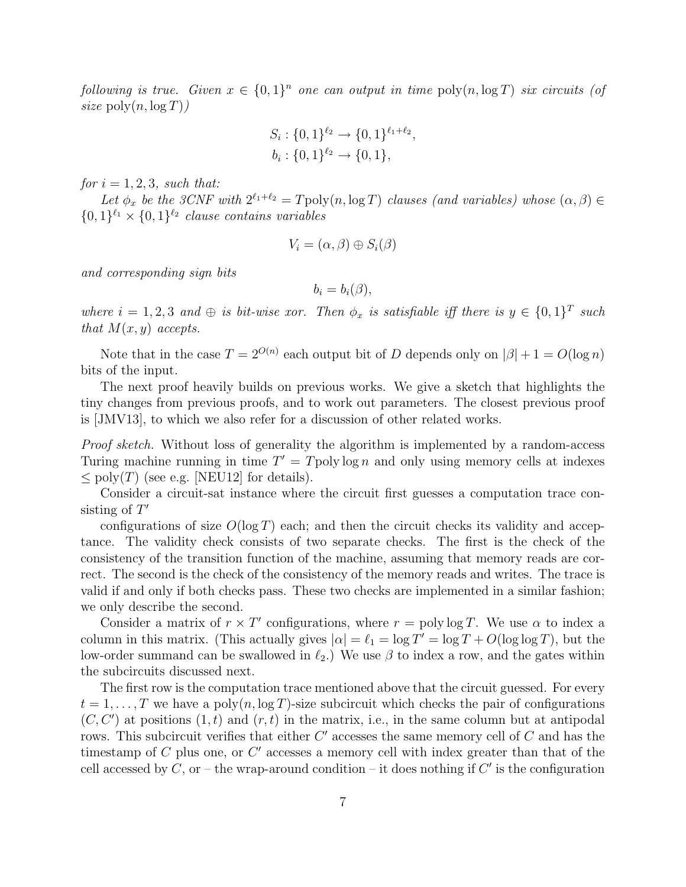*following is true. Given $x \in \{0,1\}^n$ one can output in time $\text{poly}(n, \log T)$ six circuits (of size $\text{poly}(n, \log T)$)*

$$S_i : \{0,1\}^{\ell_2} \to \{0,1\}^{\ell_1+\ell_2},$$
$$b_i : \{0,1\}^{\ell_2} \to \{0,1\},$$

*for $i = 1, 2, 3$, such that:*

*Let $\phi_x$ be the 3CNF with $2^{\ell_1+\ell_2} = T\text{poly}(n, \log T)$ clauses (and variables) whose $(\alpha, \beta) \in \{0,1\}^{\ell_1} \times \{0,1\}^{\ell_2}$ clause contains variables*

$$V_i = (\alpha, \beta) \oplus S_i(\beta)$$

*and corresponding sign bits*

$$b_i = b_i(\beta),$$

*where $i = 1, 2, 3$ and $\oplus$ is bit-wise xor. Then $\phi_x$ is satisfiable iff there is $y \in \{0,1\}^T$ such that $M(x, y)$ accepts.*

Note that in the case $T = 2^{O(n)}$ each output bit of $D$ depends only on $|\beta| + 1 = O(\log n)$ bits of the input.

The next proof heavily builds on previous works. We give a sketch that highlights the tiny changes from previous proofs, and to work out parameters. The closest previous proof is [JMV13], to which we also refer for a discussion of other related works.

*Proof sketch.* Without loss of generality the algorithm is implemented by a random-access Turing machine running in time $T' = T\text{poly}\log n$ and only using memory cells at indexes $\leq \text{poly}(T)$ (see e.g. [NEU12] for details).

Consider a circuit-sat instance where the circuit first guesses a computation trace consisting of $T'$

configurations of size $O(\log T)$ each; and then the circuit checks its validity and acceptance. The validity check consists of two separate checks. The first is the check of the consistency of the transition function of the machine, assuming that memory reads are correct. The second is the check of the consistency of the memory reads and writes. The trace is valid if and only if both checks pass. These two checks are implemented in a similar fashion; we only describe the second.

Consider a matrix of $r \times T'$ configurations, where $r = \text{poly}\log T$. We use $\alpha$ to index a column in this matrix. (This actually gives $|\alpha| = \ell_1 = \log T' = \log T + O(\log\log T)$, but the low-order summand can be swallowed in $\ell_2$.) We use $\beta$ to index a row, and the gates within the subcircuits discussed next.

The first row is the computation trace mentioned above that the circuit guessed. For every $t = 1, \ldots, T$ we have a $\text{poly}(n, \log T)$-size subcircuit which checks the pair of configurations $(C, C')$ at positions $(1, t)$ and $(r, t)$ in the matrix, i.e., in the same column but at antipodal rows. This subcircuit verifies that either $C'$ accesses the same memory cell of $C$ and has the timestamp of $C$ plus one, or $C'$ accesses a memory cell with index greater than that of the cell accessed by $C$, or – the wrap-around condition – it does nothing if $C'$ is the configuration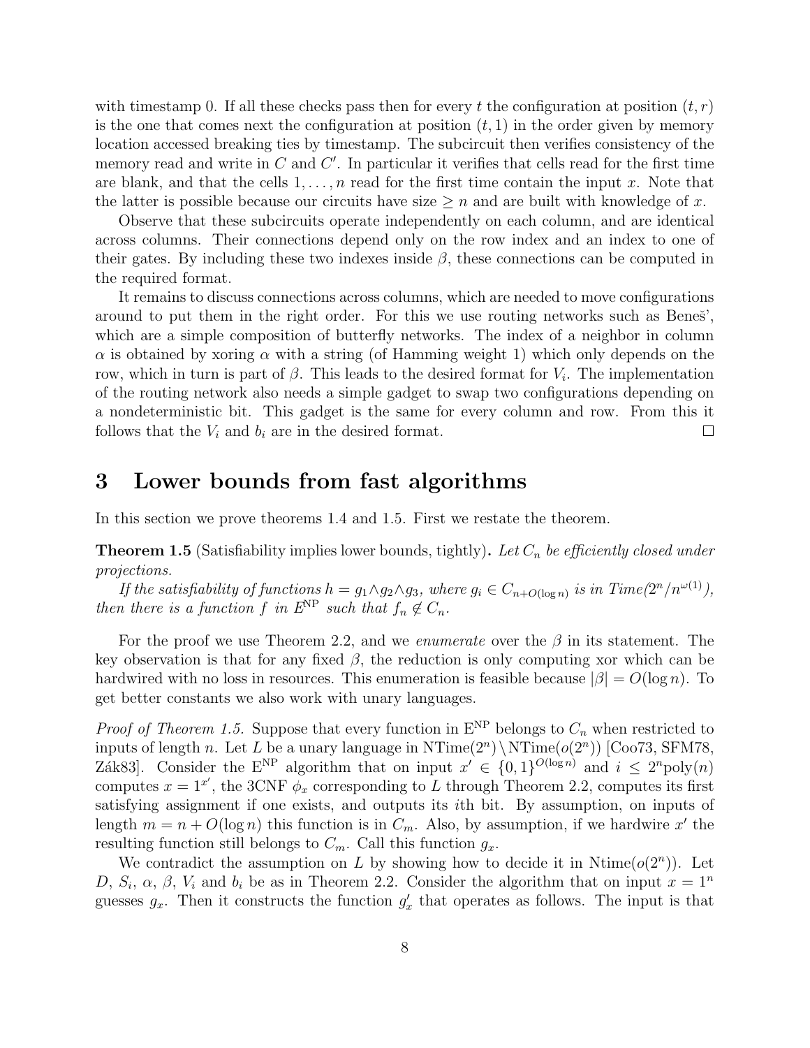with timestamp 0. If all these checks pass then for every $t$ the configuration at position $(t, r)$ is the one that comes next the configuration at position $(t, 1)$ in the order given by memory location accessed breaking ties by timestamp. The subcircuit then verifies consistency of the memory read and write in $C$ and $C'$. In particular it verifies that cells read for the first time are blank, and that the cells $1, \ldots, n$ read for the first time contain the input $x$. Note that the latter is possible because our circuits have size $\geq n$ and are built with knowledge of $x$.

Observe that these subcircuits operate independently on each column, and are identical across columns. Their connections depend only on the row index and an index to one of their gates. By including these two indexes inside $\beta$, these connections can be computed in the required format.

It remains to discuss connections across columns, which are needed to move configurations around to put them in the right order. For this we use routing networks such as Beneš', which are a simple composition of butterfly networks. The index of a neighbor in column $\alpha$ is obtained by xoring $\alpha$ with a string (of Hamming weight 1) which only depends on the row, which in turn is part of $\beta$. This leads to the desired format for $V_i$. The implementation of the routing network also needs a simple gadget to swap two configurations depending on a nondeterministic bit. This gadget is the same for every column and row. From this it follows that the $V_i$ and $b_i$ are in the desired format. □

# 3 Lower bounds from fast algorithms

In this section we prove theorems 1.4 and 1.5. First we restate the theorem.

**Theorem 1.5** (Satisfiability implies lower bounds, tightly)**.** *Let $C_n$ be efficiently closed under projections.*

*If the satisfiability of functions $h = g_1 \wedge g_2 \wedge g_3$, where $g_i \in C_{n+O(\log n)}$ is in Time$(2^n/n^{\omega(1)})$, then there is a function $f$ in $\mathrm{E}^{\mathrm{NP}}$ such that $f_n \notin C_n$.*

For the proof we use Theorem 2.2, and we *enumerate* over the $\beta$ in its statement. The key observation is that for any fixed $\beta$, the reduction is only computing xor which can be hardwired with no loss in resources. This enumeration is feasible because $|\beta| = O(\log n)$. To get better constants we also work with unary languages.

*Proof of Theorem 1.5.* Suppose that every function in $\mathrm{E}^{\mathrm{NP}}$ belongs to $C_n$ when restricted to inputs of length $n$. Let $L$ be a unary language in $\mathrm{NTime}(2^n) \setminus \mathrm{NTime}(o(2^n))$ [Coo73, SFM78, Zák83]. Consider the $\mathrm{E}^{\mathrm{NP}}$ algorithm that on input $x' \in \{0,1\}^{O(\log n)}$ and $i \leq 2^n \mathrm{poly}(n)$ computes $x = 1^{x'}$, the 3CNF $\phi_x$ corresponding to $L$ through Theorem 2.2, computes its first satisfying assignment if one exists, and outputs its $i$th bit. By assumption, on inputs of length $m = n + O(\log n)$ this function is in $C_m$. Also, by assumption, if we hardwire $x'$ the resulting function still belongs to $C_m$. Call this function $g_x$.

We contradict the assumption on $L$ by showing how to decide it in $\mathrm{Ntime}(o(2^n))$. Let $D$, $S_i$, $\alpha$, $\beta$, $V_i$ and $b_i$ be as in Theorem 2.2. Consider the algorithm that on input $x = 1^n$ guesses $g_x$. Then it constructs the function $g'_x$ that operates as follows. The input is that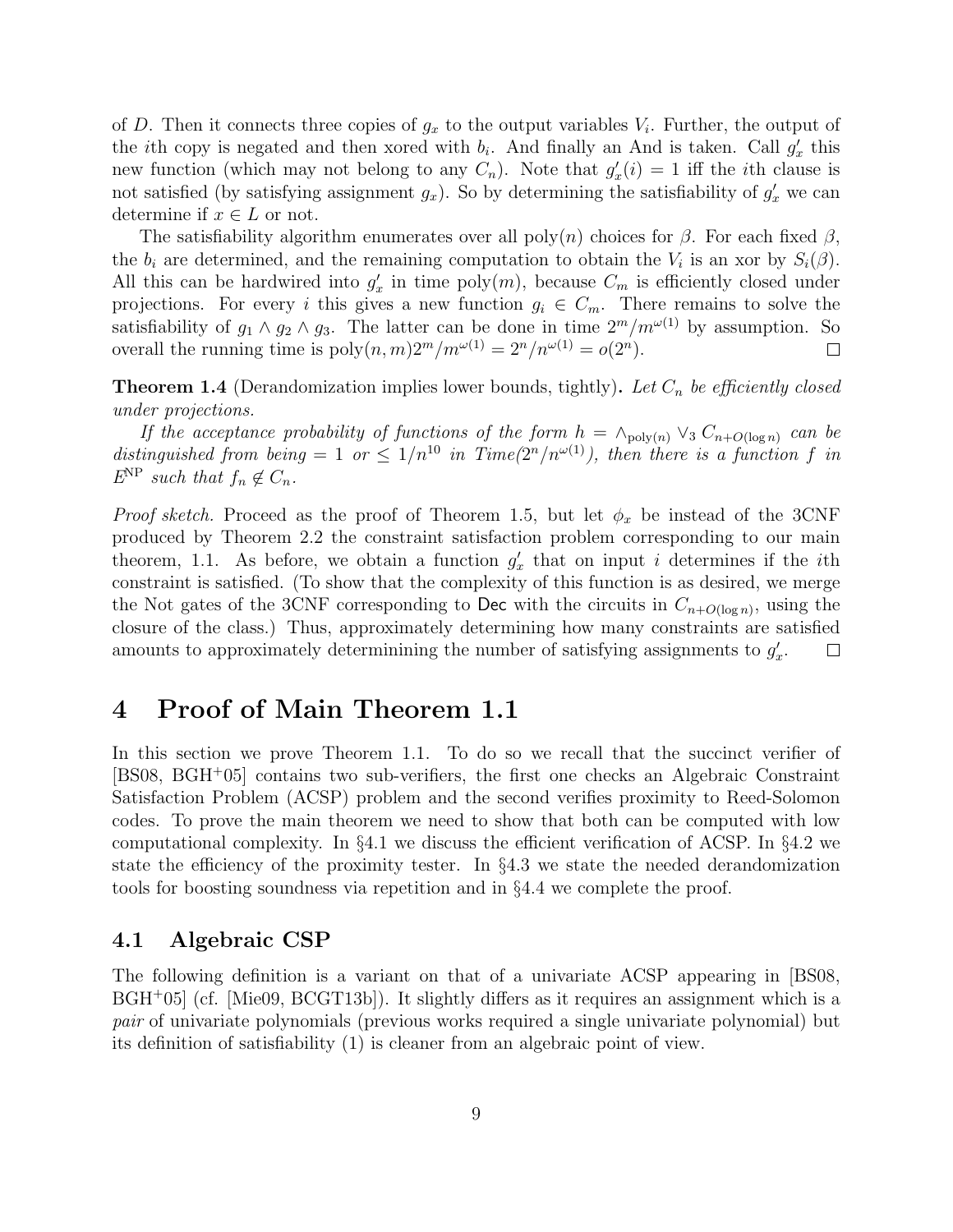of $D$. Then it connects three copies of $g_x$ to the output variables $V_i$. Further, the output of the $i$th copy is negated and then xored with $b_i$. And finally an And is taken. Call $g'_x$ this new function (which may not belong to any $C_n$). Note that $g'_x(i) = 1$ iff the $i$th clause is not satisfied (by satisfying assignment $g_x$). So by determining the satisfiability of $g'_x$ we can determine if $x \in L$ or not.

The satisfiability algorithm enumerates over all $\text{poly}(n)$ choices for $\beta$. For each fixed $\beta$, the $b_i$ are determined, and the remaining computation to obtain the $V_i$ is an xor by $S_i(\beta)$. All this can be hardwired into $g'_x$ in time $\text{poly}(m)$, because $C_m$ is efficiently closed under projections. For every $i$ this gives a new function $g_i \in C_m$. There remains to solve the satisfiability of $g_1 \wedge g_2 \wedge g_3$. The latter can be done in time $2^m/m^{\omega(1)}$ by assumption. So overall the running time is $\text{poly}(n, m)2^m/m^{\omega(1)} = 2^n/n^{\omega(1)} = o(2^n)$. □

**Theorem 1.4** (Derandomization implies lower bounds, tightly)**.** *Let $C_n$ be efficiently closed under projections.*

*If the acceptance probability of functions of the form $h = \wedge_{\text{poly}(n)} \vee_3 C_{n+O(\log n)}$ can be distinguished from being $= 1$ or $\leq 1/n^{10}$ in Time($2^n/n^{\omega(1)}$), then there is a function $f$ in $E^{\text{NP}}$ such that $f_n \notin C_n$.*

*Proof sketch.* Proceed as the proof of Theorem 1.5, but let $\phi_x$ be instead of the 3CNF produced by Theorem 2.2 the constraint satisfaction problem corresponding to our main theorem, 1.1. As before, we obtain a function $g'_x$ that on input $i$ determines if the $i$th constraint is satisfied. (To show that the complexity of this function is as desired, we merge the Not gates of the 3CNF corresponding to $\mathsf{Dec}$ with the circuits in $C_{n+O(\log n)}$, using the closure of the class.) Thus, approximately determining how many constraints are satisfied amounts to approximately determinining the number of satisfying assignments to $g'_x$. □

# 4 Proof of Main Theorem 1.1

In this section we prove Theorem 1.1. To do so we recall that the succinct verifier of [BS08, BGH+05] contains two sub-verifiers, the first one checks an Algebraic Constraint Satisfaction Problem (ACSP) problem and the second verifies proximity to Reed-Solomon codes. To prove the main theorem we need to show that both can be computed with low computational complexity. In §4.1 we discuss the efficient verification of ACSP. In §4.2 we state the efficiency of the proximity tester. In §4.3 we state the needed derandomization tools for boosting soundness via repetition and in §4.4 we complete the proof.

## 4.1 Algebraic CSP

The following definition is a variant on that of a univariate ACSP appearing in [BS08, BGH+05] (cf. [Mie09, BCGT13b]). It slightly differs as it requires an assignment which is a *pair* of univariate polynomials (previous works required a single univariate polynomial) but its definition of satisfiability (1) is cleaner from an algebraic point of view.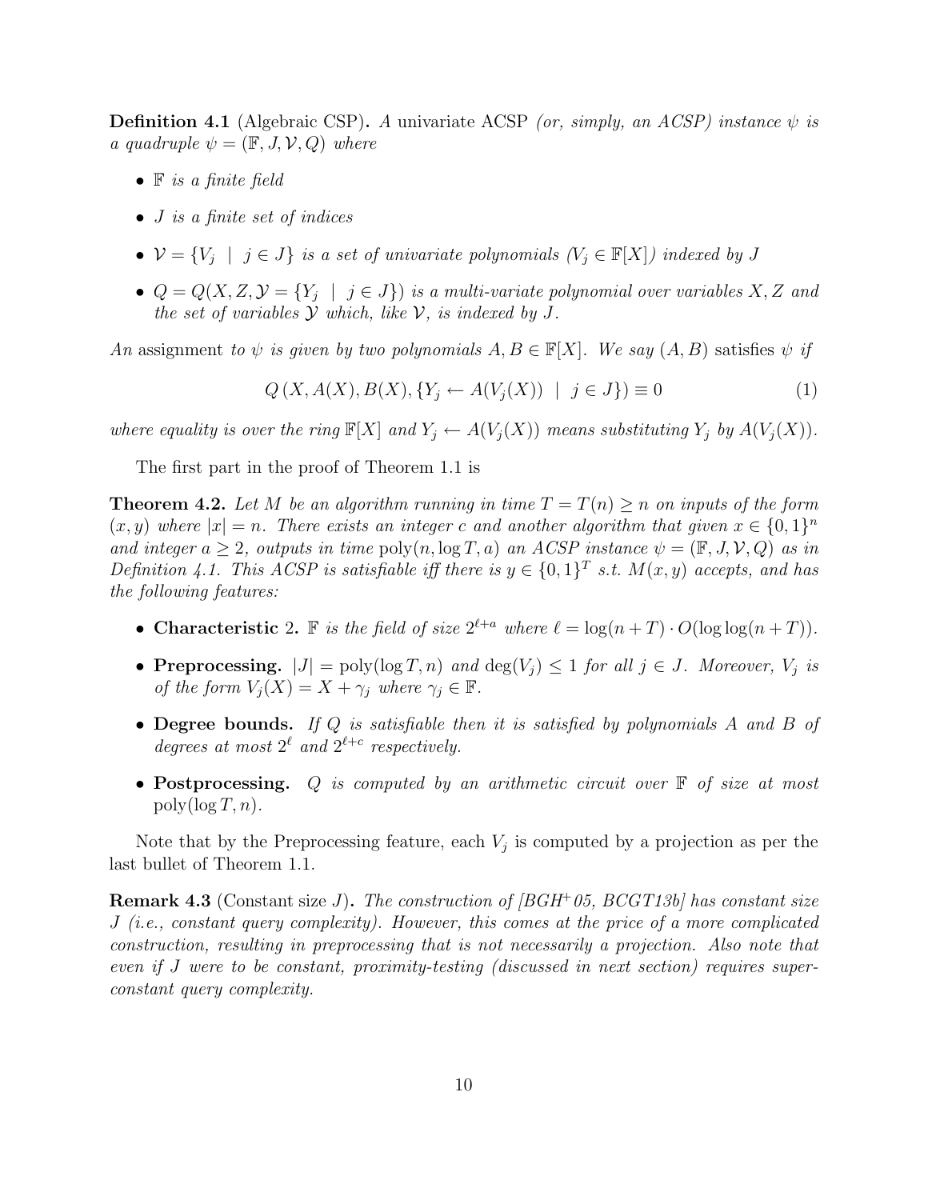**Definition 4.1** (Algebraic CSP)**.** *A univariate ACSP (or, simply, an ACSP) instance $\psi$ is a quadruple $\psi = (\mathbb{F}, J, \mathcal{V}, Q)$ where*

- *$\mathbb{F}$ is a finite field*
- *$J$ is a finite set of indices*
- *$\mathcal{V} = \{V_j \mid j \in J\}$ is a set of univariate polynomials ($V_j \in \mathbb{F}[X]$) indexed by $J$*
- *$Q = Q(X, Z, \mathcal{Y} = \{Y_j \mid j \in J\})$ is a multi-variate polynomial over variables $X, Z$ and the set of variables $\mathcal{Y}$ which, like $\mathcal{V}$, is indexed by $J$.*

*An* assignment *to $\psi$ is given by two polynomials $A, B \in \mathbb{F}[X]$. We say $(A, B)$* satisfies *$\psi$ if*

$$Q\left(X, A(X), B(X), \{Y_j \leftarrow A(V_j(X)) \mid j \in J\}\right) \equiv 0 \tag{1}$$

*where equality is over the ring $\mathbb{F}[X]$ and $Y_j \leftarrow A(V_j(X))$ means substituting $Y_j$ by $A(V_j(X))$.*

The first part in the proof of Theorem 1.1 is

**Theorem 4.2.** *Let $M$ be an algorithm running in time $T = T(n) \geq n$ on inputs of the form $(x, y)$ where $|x| = n$. There exists an integer $c$ and another algorithm that given $x \in \{0,1\}^n$ and integer $a \geq 2$, outputs in time $\mathrm{poly}(n, \log T, a)$ an ACSP instance $\psi = (\mathbb{F}, J, \mathcal{V}, Q)$ as in Definition 4.1. This ACSP is satisfiable iff there is $y \in \{0,1\}^T$ s.t. $M(x, y)$ accepts, and has the following features:*

- **Characteristic** 2. *$\mathbb{F}$ is the field of size $2^{\ell+a}$ where $\ell = \log(n+T) \cdot O(\log\log(n+T))$.*
- **Preprocessing.** *$|J| = \mathrm{poly}(\log T, n)$ and $\deg(V_j) \leq 1$ for all $j \in J$. Moreover, $V_j$ is of the form $V_j(X) = X + \gamma_j$ where $\gamma_j \in \mathbb{F}$.*
- **Degree bounds.** *If $Q$ is satisfiable then it is satisfied by polynomials $A$ and $B$ of degrees at most $2^\ell$ and $2^{\ell+c}$ respectively.*
- **Postprocessing.** *$Q$ is computed by an arithmetic circuit over $\mathbb{F}$ of size at most $\mathrm{poly}(\log T, n)$.*

Note that by the Preprocessing feature, each $V_j$ is computed by a projection as per the last bullet of Theorem 1.1.

**Remark 4.3** (Constant size $J$)**.** *The construction of [BGH+05, BCGT13b] has constant size $J$ (i.e., constant query complexity). However, this comes at the price of a more complicated construction, resulting in preprocessing that is not necessarily a projection. Also note that even if $J$ were to be constant, proximity-testing (discussed in next section) requires super-constant query complexity.*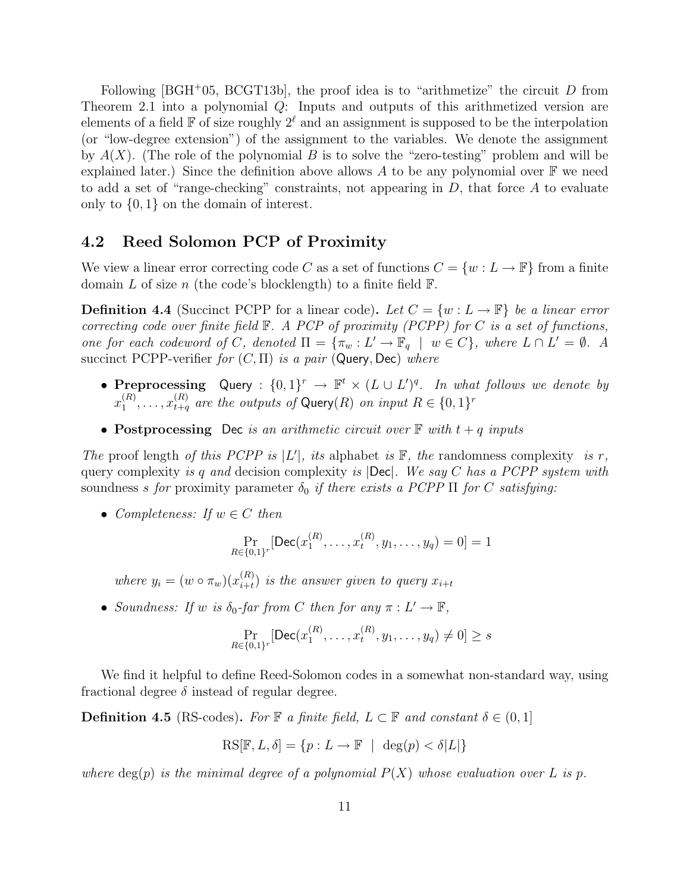Following [BGH+05, BCGT13b], the proof idea is to "arithmetize" the circuit $D$ from Theorem 2.1 into a polynomial $Q$: Inputs and outputs of this arithmetized version are elements of a field $\mathbb{F}$ of size roughly $2^\ell$ and an assignment is supposed to be the interpolation (or "low-degree extension") of the assignment to the variables. We denote the assignment by $A(X)$. (The role of the polynomial $B$ is to solve the "zero-testing" problem and will be explained later.) Since the definition above allows $A$ to be any polynomial over $\mathbb{F}$ we need to add a set of "range-checking" constraints, not appearing in $D$, that force $A$ to evaluate only to $\{0, 1\}$ on the domain of interest.

## 4.2 Reed Solomon PCP of Proximity

We view a linear error correcting code $C$ as a set of functions $C = \{w : L \to \mathbb{F}\}$ from a finite domain $L$ of size $n$ (the code's blocklength) to a finite field $\mathbb{F}$.

**Definition 4.4** (Succinct PCPP for a linear code)**.** *Let $C = \{w : L \to \mathbb{F}\}$ be a linear error correcting code over finite field $\mathbb{F}$. A PCP of proximity (PCPP) for $C$ is a set of functions, one for each codeword of $C$, denoted $\Pi = \{\pi_w : L' \to \mathbb{F}_q \mid w \in C\}$, where $L \cap L' = \emptyset$. A* succinct PCPP-verifier *for $(C, \Pi)$ is a pair* (Query, Dec) *where*

- **Preprocessing** Query : $\{0,1\}^r \to \mathbb{F}^t \times (L \cup L')^q$. *In what follows we denote by $x_1^{(R)}, \ldots, x_{t+q}^{(R)}$ are the outputs of* $\mathsf{Query}(R)$ *on input $R \in \{0,1\}^r$*
- **Postprocessing** Dec *is an arithmetic circuit over $\mathbb{F}$ with $t + q$ inputs*

*The* proof length *of this PCPP is $|L'|$, its* alphabet *is $\mathbb{F}$, the* randomness complexity *is $r$,* query complexity *is $q$ and* decision complexity *is* $|\mathsf{Dec}|$. *We say $C$ has a PCPP system with* soundness *$s$ for* proximity parameter *$\delta_0$ if there exists a PCPP $\Pi$ for $C$ satisfying:*

- *Completeness: If $w \in C$ then*

$$\Pr_{R \in \{0,1\}^r}[\mathsf{Dec}(x_1^{(R)}, \ldots, x_t^{(R)}, y_1, \ldots, y_q) = 0] = 1$$

  *where $y_i = (w \circ \pi_w)(x_{i+t}^{(R)})$ is the answer given to query $x_{i+t}$*

- *Soundness: If $w$ is $\delta_0$-far from $C$ then for any $\pi : L' \to \mathbb{F}$,*

$$\Pr_{R \in \{0,1\}^r}[\mathsf{Dec}(x_1^{(R)}, \ldots, x_t^{(R)}, y_1, \ldots, y_q) \neq 0] \geq s$$

We find it helpful to define Reed-Solomon codes in a somewhat non-standard way, using fractional degree $\delta$ instead of regular degree.

**Definition 4.5** (RS-codes)**.** *For $\mathbb{F}$ a finite field, $L \subset \mathbb{F}$ and constant $\delta \in (0, 1]$*

$$\mathrm{RS}[\mathbb{F}, L, \delta] = \{p : L \to \mathbb{F} \mid \deg(p) < \delta|L|\}$$

*where $\deg(p)$ is the minimal degree of a polynomial $P(X)$ whose evaluation over $L$ is $p$.*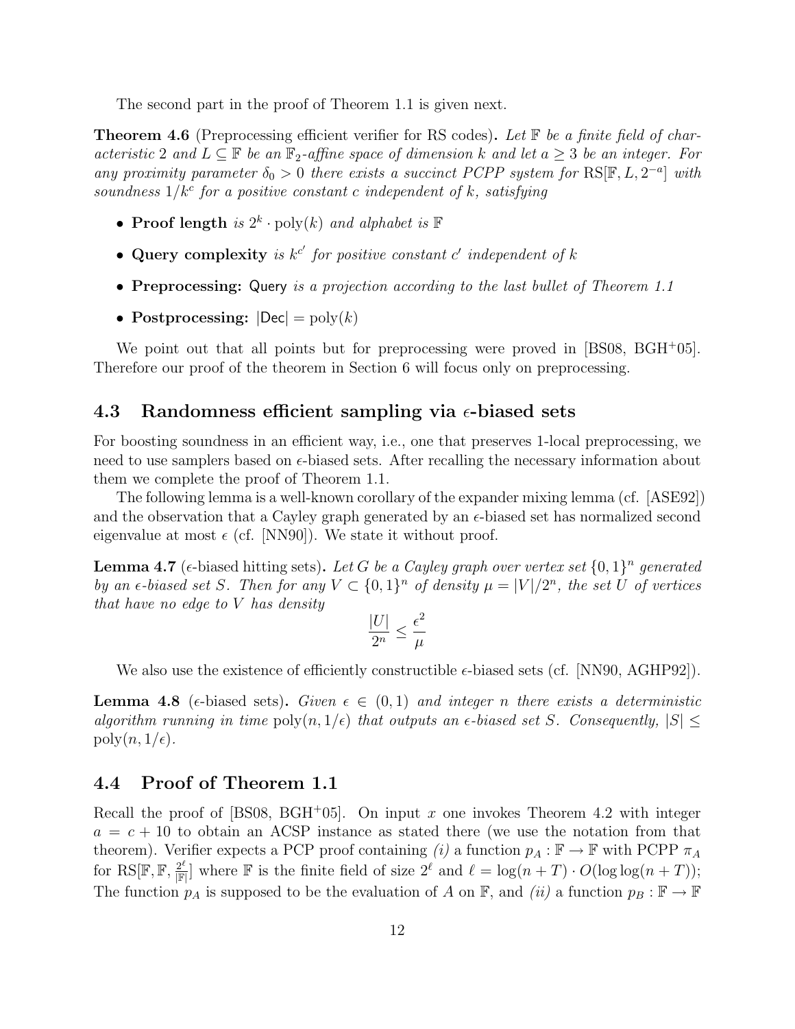The second part in the proof of Theorem 1.1 is given next.

**Theorem 4.6** (Preprocessing efficient verifier for RS codes)**.** *Let $\mathbb{F}$ be a finite field of characteristic 2 and $L \subseteq \mathbb{F}$ be an $\mathbb{F}_2$-affine space of dimension $k$ and let $a \geq 3$ be an integer. For any proximity parameter $\delta_0 > 0$ there exists a succinct PCPP system for $\mathrm{RS}[\mathbb{F}, L, 2^{-a}]$ with soundness $1/k^c$ for a positive constant $c$ independent of $k$, satisfying*

- **Proof length** *is $2^k \cdot \mathrm{poly}(k)$ and alphabet is $\mathbb{F}$*
- **Query complexity** *is $k^{c'}$ for positive constant $c'$ independent of $k$*
- **Preprocessing:** Query *is a projection according to the last bullet of Theorem 1.1*
- **Postprocessing:** $|\mathsf{Dec}| = \mathrm{poly}(k)$

We point out that all points but for preprocessing were proved in [BS08, BGH+05]. Therefore our proof of the theorem in Section 6 will focus only on preprocessing.

## 4.3 Randomness efficient sampling via $\epsilon$-biased sets

For boosting soundness in an efficient way, i.e., one that preserves 1-local preprocessing, we need to use samplers based on $\epsilon$-biased sets. After recalling the necessary information about them we complete the proof of Theorem 1.1.

The following lemma is a well-known corollary of the expander mixing lemma (cf. [ASE92]) and the observation that a Cayley graph generated by an $\epsilon$-biased set has normalized second eigenvalue at most $\epsilon$ (cf. [NN90]). We state it without proof.

**Lemma 4.7** ($\epsilon$-biased hitting sets)**.** *Let $G$ be a Cayley graph over vertex set $\{0,1\}^n$ generated by an $\epsilon$-biased set $S$. Then for any $V \subset \{0,1\}^n$ of density $\mu = |V|/2^n$, the set $U$ of vertices that have no edge to $V$ has density*

$$\frac{|U|}{2^n} \leq \frac{\epsilon^2}{\mu}$$

We also use the existence of efficiently constructible $\epsilon$-biased sets (cf. [NN90, AGHP92]).

**Lemma 4.8** ($\epsilon$-biased sets)**.** *Given $\epsilon \in (0,1)$ and integer $n$ there exists a deterministic algorithm running in time $\mathrm{poly}(n, 1/\epsilon)$ that outputs an $\epsilon$-biased set $S$. Consequently, $|S| \leq \mathrm{poly}(n, 1/\epsilon)$.*

## 4.4 Proof of Theorem 1.1

Recall the proof of [BS08, BGH+05]. On input $x$ one invokes Theorem 4.2 with integer $a = c + 10$ to obtain an ACSP instance as stated there (we use the notation from that theorem). Verifier expects a PCP proof containing *(i)* a function $p_A : \mathbb{F} \to \mathbb{F}$ with PCPP $\pi_A$ for $\mathrm{RS}[\mathbb{F}, \mathbb{F}, \frac{2^\ell}{|\mathbb{F}|}]$ where $\mathbb{F}$ is the finite field of size $2^\ell$ and $\ell = \log(n+T) \cdot O(\log\log(n+T))$; The function $p_A$ is supposed to be the evaluation of $A$ on $\mathbb{F}$, and *(ii)* a function $p_B : \mathbb{F} \to \mathbb{F}$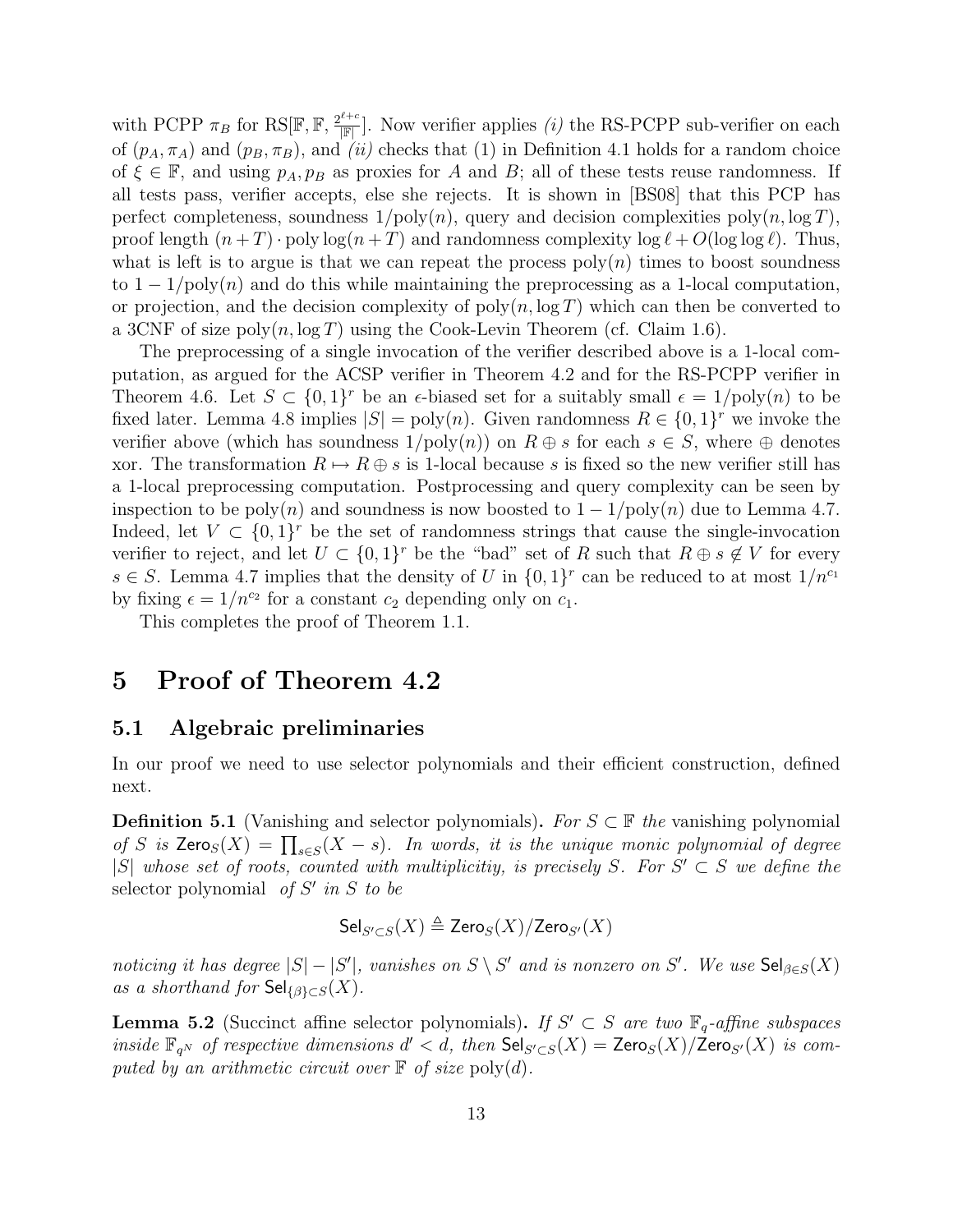with PCPP $\pi_B$ for $\mathrm{RS}[\mathbb{F}, \mathbb{F}, \frac{2^{\ell+c}}{|\mathbb{F}|}]$. Now verifier applies *(i)* the RS-PCPP sub-verifier on each of $(p_A, \pi_A)$ and $(p_B, \pi_B)$, and *(ii)* checks that (1) in Definition 4.1 holds for a random choice of $\xi \in \mathbb{F}$, and using $p_A, p_B$ as proxies for $A$ and $B$; all of these tests reuse randomness. If all tests pass, verifier accepts, else she rejects. It is shown in [BS08] that this PCP has perfect completeness, soundness $1/\mathrm{poly}(n)$, query and decision complexities $\mathrm{poly}(n, \log T)$, proof length $(n+T) \cdot \mathrm{poly}\log(n+T)$ and randomness complexity $\log \ell + O(\log\log \ell)$. Thus, what is left is to argue is that we can repeat the process $\mathrm{poly}(n)$ times to boost soundness to $1 - 1/\mathrm{poly}(n)$ and do this while maintaining the preprocessing as a 1-local computation, or projection, and the decision complexity of $\mathrm{poly}(n, \log T)$ which can then be converted to a 3CNF of size $\mathrm{poly}(n, \log T)$ using the Cook-Levin Theorem (cf. Claim 1.6).

The preprocessing of a single invocation of the verifier described above is a 1-local computation, as argued for the ACSP verifier in Theorem 4.2 and for the RS-PCPP verifier in Theorem 4.6. Let $S \subset \{0,1\}^r$ be an $\epsilon$-biased set for a suitably small $\epsilon = 1/\mathrm{poly}(n)$ to be fixed later. Lemma 4.8 implies $|S| = \mathrm{poly}(n)$. Given randomness $R \in \{0,1\}^r$ we invoke the verifier above (which has soundness $1/\mathrm{poly}(n)$) on $R \oplus s$ for each $s \in S$, where $\oplus$ denotes xor. The transformation $R \mapsto R \oplus s$ is 1-local because $s$ is fixed so the new verifier still has a 1-local preprocessing computation. Postprocessing and query complexity can be seen by inspection to be $\mathrm{poly}(n)$ and soundness is now boosted to $1 - 1/\mathrm{poly}(n)$ due to Lemma 4.7. Indeed, let $V \subset \{0,1\}^r$ be the set of randomness strings that cause the single-invocation verifier to reject, and let $U \subset \{0,1\}^r$ be the "bad" set of $R$ such that $R \oplus s \notin V$ for every $s \in S$. Lemma 4.7 implies that the density of $U$ in $\{0,1\}^r$ can be reduced to at most $1/n^{c_1}$ by fixing $\epsilon = 1/n^{c_2}$ for a constant $c_2$ depending only on $c_1$.

This completes the proof of Theorem 1.1.

# 5 Proof of Theorem 4.2

## 5.1 Algebraic preliminaries

In our proof we need to use selector polynomials and their efficient construction, defined next.

**Definition 5.1** (Vanishing and selector polynomials). *For $S \subset \mathbb{F}$ the* vanishing polynomial *of $S$ is $\mathsf{Zero}_S(X) = \prod_{s \in S}(X - s)$. In words, it is the unique monic polynomial of degree $|S|$ whose set of roots, counted with multiplicitiy, is precisely $S$. For $S' \subset S$ we define the* selector polynomial *of $S'$ in $S$ to be*

$$\mathsf{Sel}_{S' \subset S}(X) \triangleq \mathsf{Zero}_S(X)/\mathsf{Zero}_{S'}(X)$$

*noticing it has degree $|S| - |S'|$, vanishes on $S \setminus S'$ and is nonzero on $S'$. We use $\mathsf{Sel}_{\beta \in S}(X)$ as a shorthand for $\mathsf{Sel}_{\{\beta\} \subset S}(X)$.*

**Lemma 5.2** (Succinct affine selector polynomials). *If $S' \subset S$ are two $\mathbb{F}_q$-affine subspaces inside $\mathbb{F}_{q^N}$ of respective dimensions $d' < d$, then $\mathsf{Sel}_{S' \subset S}(X) = \mathsf{Zero}_S(X)/\mathsf{Zero}_{S'}(X)$ is computed by an arithmetic circuit over $\mathbb{F}$ of size $\mathrm{poly}(d)$.*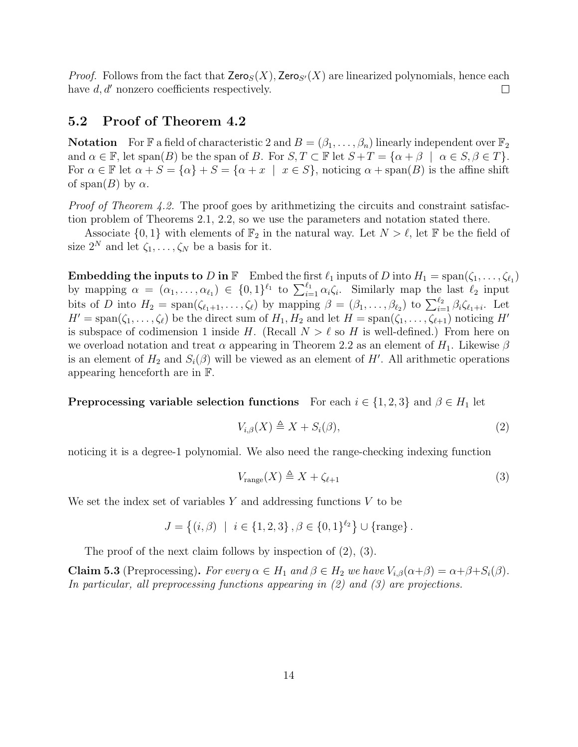*Proof.* Follows from the fact that $\mathsf{Zero}_S(X), \mathsf{Zero}_{S'}(X)$ are linearized polynomials, hence each have $d, d'$ nonzero coefficients respectively. $\square$

## 5.2 Proof of Theorem 4.2

**Notation** For $\mathbb{F}$ a field of characteristic 2 and $B = (\beta_1, \ldots, \beta_n)$ linearly independent over $\mathbb{F}_2$ and $\alpha \in \mathbb{F}$, let $\mathrm{span}(B)$ be the span of $B$. For $S, T \subset \mathbb{F}$ let $S + T = \{\alpha + \beta \mid \alpha \in S, \beta \in T\}$. For $\alpha \in \mathbb{F}$ let $\alpha + S = \{\alpha\} + S = \{\alpha + x \mid x \in S\}$, noticing $\alpha + \mathrm{span}(B)$ is the affine shift of $\mathrm{span}(B)$ by $\alpha$.

*Proof of Theorem 4.2.* The proof goes by arithmetizing the circuits and constraint satisfaction problem of Theorems 2.1, 2.2, so we use the parameters and notation stated there.

Associate $\{0, 1\}$ with elements of $\mathbb{F}_2$ in the natural way. Let $N > \ell$, let $\mathbb{F}$ be the field of size $2^N$ and let $\zeta_1, \ldots, \zeta_N$ be a basis for it.

**Embedding the inputs to $D$ in $\mathbb{F}$** Embed the first $\ell_1$ inputs of $D$ into $H_1 = \mathrm{span}(\zeta_1, \ldots, \zeta_{\ell_1})$ by mapping $\alpha = (\alpha_1, \ldots, \alpha_{\ell_1}) \in \{0, 1\}^{\ell_1}$ to $\sum_{i=1}^{\ell_1} \alpha_i \zeta_i$. Similarly map the last $\ell_2$ input bits of $D$ into $H_2 = \mathrm{span}(\zeta_{\ell_1+1}, \ldots, \zeta_\ell)$ by mapping $\beta = (\beta_1, \ldots, \beta_{\ell_2})$ to $\sum_{i=1}^{\ell_2} \beta_i \zeta_{\ell_1+i}$. Let $H' = \mathrm{span}(\zeta_1, \ldots, \zeta_\ell)$ be the direct sum of $H_1, H_2$ and let $H = \mathrm{span}(\zeta_1, \ldots, \zeta_{\ell+1})$ noticing $H'$ is subspace of codimension 1 inside $H$. (Recall $N > \ell$ so $H$ is well-defined.) From here on we overload notation and treat $\alpha$ appearing in Theorem 2.2 as an element of $H_1$. Likewise $\beta$ is an element of $H_2$ and $S_i(\beta)$ will be viewed as an element of $H'$. All arithmetic operations appearing henceforth are in $\mathbb{F}$.

**Preprocessing variable selection functions** For each $i \in \{1, 2, 3\}$ and $\beta \in H_1$ let

$$V_{i,\beta}(X) \triangleq X + S_i(\beta), \tag{2}$$

noticing it is a degree-1 polynomial. We also need the range-checking indexing function

$$V_{\mathrm{range}}(X) \triangleq X + \zeta_{\ell+1} \tag{3}$$

We set the index set of variables $Y$ and addressing functions $V$ to be

$$J = \left\{(i, \beta) \mid i \in \{1, 2, 3\}, \beta \in \{0, 1\}^{\ell_2}\right\} \cup \{\mathrm{range}\}.$$

The proof of the next claim follows by inspection of (2), (3).

**Claim 5.3** (Preprocessing)**.** *For every $\alpha \in H_1$ and $\beta \in H_2$ we have $V_{i,\beta}(\alpha+\beta) = \alpha+\beta+S_i(\beta)$. In particular, all preprocessing functions appearing in (2) and (3) are projections.*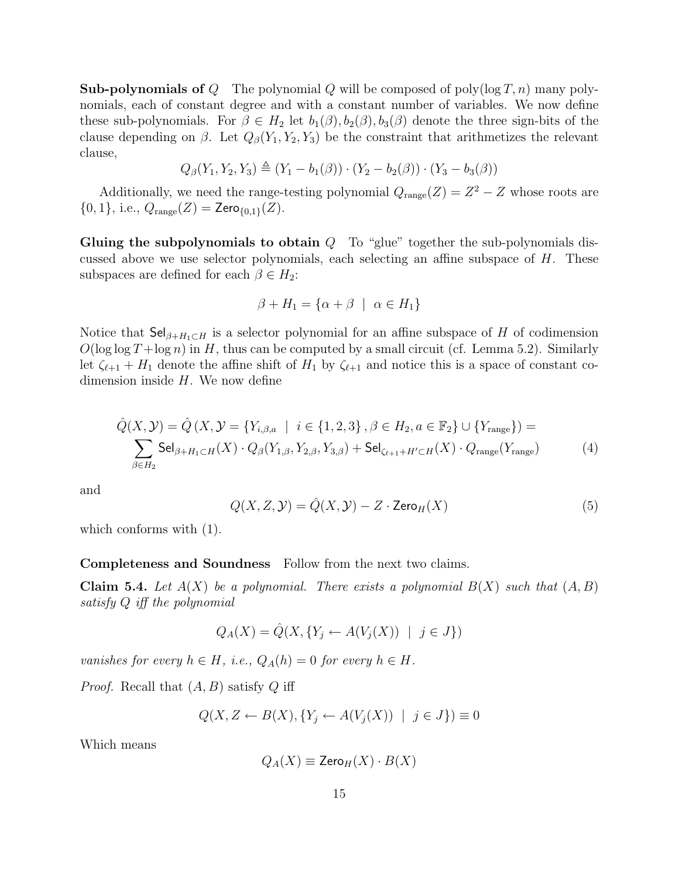**Sub-polynomials of $Q$** The polynomial $Q$ will be composed of $\text{poly}(\log T, n)$ many polynomials, each of constant degree and with a constant number of variables. We now define these sub-polynomials. For $\beta \in H_2$ let $b_1(\beta), b_2(\beta), b_3(\beta)$ denote the three sign-bits of the clause depending on $\beta$. Let $Q_\beta(Y_1, Y_2, Y_3)$ be the constraint that arithmetizes the relevant clause,

$$Q_\beta(Y_1, Y_2, Y_3) \triangleq (Y_1 - b_1(\beta)) \cdot (Y_2 - b_2(\beta)) \cdot (Y_3 - b_3(\beta))$$

Additionally, we need the range-testing polynomial $Q_{\text{range}}(Z) = Z^2 - Z$ whose roots are $\{0, 1\}$, i.e., $Q_{\text{range}}(Z) = \mathsf{Zero}_{\{0,1\}}(Z)$.

**Gluing the subpolynomials to obtain $Q$** To "glue" together the sub-polynomials discussed above we use selector polynomials, each selecting an affine subspace of $H$. These subspaces are defined for each $\beta \in H_2$:

$$\beta + H_1 = \{\alpha + \beta \ \mid \ \alpha \in H_1\}$$

Notice that $\mathsf{Sel}_{\beta+H_1 \subset H}$ is a selector polynomial for an affine subspace of $H$ of codimension $O(\log \log T + \log n)$ in $H$, thus can be computed by a small circuit (cf. Lemma 5.2). Similarly let $\zeta_{\ell+1} + H_1$ denote the affine shift of $H_1$ by $\zeta_{\ell+1}$ and notice this is a space of constant codimension inside $H$. We now define

$$\hat{Q}(X, \mathcal{Y}) = \hat{Q}\left(X, \mathcal{Y} = \{Y_{i,\beta,a} \ \mid \ i \in \{1,2,3\}, \beta \in H_2, a \in \mathbb{F}_2\} \cup \{Y_{\text{range}}\}\right) = \sum_{\beta \in H_2} \mathsf{Sel}_{\beta+H_1 \subset H}(X) \cdot Q_\beta(Y_{1,\beta}, Y_{2,\beta}, Y_{3,\beta}) + \mathsf{Sel}_{\zeta_{\ell+1}+H' \subset H}(X) \cdot Q_{\text{range}}(Y_{\text{range}}) \tag{4}$$

and

$$Q(X, Z, \mathcal{Y}) = \hat{Q}(X, \mathcal{Y}) - Z \cdot \mathsf{Zero}_H(X) \tag{5}$$

which conforms with (1).

**Completeness and Soundness** Follow from the next two claims.

**Claim 5.4.** *Let $A(X)$ be a polynomial. There exists a polynomial $B(X)$ such that $(A, B)$ satisfy $Q$ iff the polynomial*

$$Q_A(X) = \hat{Q}(X, \{Y_j \leftarrow A(V_j(X)) \ \mid \ j \in J\})$$

*vanishes for every $h \in H$, i.e., $Q_A(h) = 0$ for every $h \in H$.*

*Proof.* Recall that $(A, B)$ satisfy $Q$ iff

$$Q(X, Z \leftarrow B(X), \{Y_j \leftarrow A(V_j(X)) \ \mid \ j \in J\}) \equiv 0$$

Which means

$$Q_A(X) \equiv \mathsf{Zero}_H(X) \cdot B(X)$$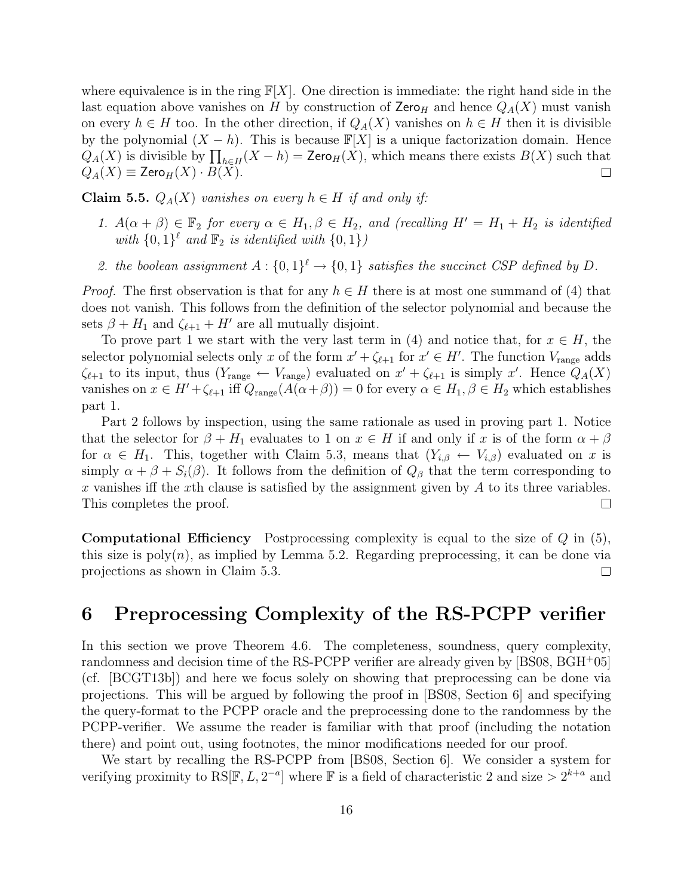where equivalence is in the ring $\mathbb{F}[X]$. One direction is immediate: the right hand side in the last equation above vanishes on $H$ by construction of $\mathsf{Zero}_H$ and hence $Q_A(X)$ must vanish on every $h \in H$ too. In the other direction, if $Q_A(X)$ vanishes on $h \in H$ then it is divisible by the polynomial $(X - h)$. This is because $\mathbb{F}[X]$ is a unique factorization domain. Hence $Q_A(X)$ is divisible by $\prod_{h \in H}(X - h) = \mathsf{Zero}_H(X)$, which means there exists $B(X)$ such that $Q_A(X) \equiv \mathsf{Zero}_H(X) \cdot B(X)$. □

**Claim 5.5.** *$Q_A(X)$ vanishes on every $h \in H$ if and only if:*

1. *$A(\alpha + \beta) \in \mathbb{F}_2$ for every $\alpha \in H_1, \beta \in H_2$, and (recalling $H' = H_1 + H_2$ is identified with $\{0,1\}^\ell$ and $\mathbb{F}_2$ is identified with $\{0,1\}$)*
2. *the boolean assignment $A : \{0,1\}^\ell \to \{0,1\}$ satisfies the succinct CSP defined by $D$.*

*Proof.* The first observation is that for any $h \in H$ there is at most one summand of (4) that does not vanish. This follows from the definition of the selector polynomial and because the sets $\beta + H_1$ and $\zeta_{\ell+1} + H'$ are all mutually disjoint.

To prove part 1 we start with the very last term in (4) and notice that, for $x \in H$, the selector polynomial selects only $x$ of the form $x' + \zeta_{\ell+1}$ for $x' \in H'$. The function $V_{\text{range}}$ adds $\zeta_{\ell+1}$ to its input, thus $(Y_{\text{range}} \leftarrow V_{\text{range}})$ evaluated on $x' + \zeta_{\ell+1}$ is simply $x'$. Hence $Q_A(X)$ vanishes on $x \in H' + \zeta_{\ell+1}$ iff $Q_{\text{range}}(A(\alpha+\beta)) = 0$ for every $\alpha \in H_1, \beta \in H_2$ which establishes part 1.

Part 2 follows by inspection, using the same rationale as used in proving part 1. Notice that the selector for $\beta + H_1$ evaluates to 1 on $x \in H$ if and only if $x$ is of the form $\alpha + \beta$ for $\alpha \in H_1$. This, together with Claim 5.3, means that $(Y_{i,\beta} \leftarrow V_{i,\beta})$ evaluated on $x$ is simply $\alpha + \beta + S_i(\beta)$. It follows from the definition of $Q_\beta$ that the term corresponding to $x$ vanishes iff the $x$th clause is satisfied by the assignment given by $A$ to its three variables. This completes the proof. □

**Computational Efficiency** Postprocessing complexity is equal to the size of $Q$ in (5), this size is $\text{poly}(n)$, as implied by Lemma 5.2. Regarding preprocessing, it can be done via projections as shown in Claim 5.3. □

# 6 Preprocessing Complexity of the RS-PCPP verifier

In this section we prove Theorem 4.6. The completeness, soundness, query complexity, randomness and decision time of the RS-PCPP verifier are already given by [BS08, BGH+05] (cf. [BCGT13b]) and here we focus solely on showing that preprocessing can be done via projections. This will be argued by following the proof in [BS08, Section 6] and specifying the query-format to the PCPP oracle and the preprocessing done to the randomness by the PCPP-verifier. We assume the reader is familiar with that proof (including the notation there) and point out, using footnotes, the minor modifications needed for our proof.

We start by recalling the RS-PCPP from [BS08, Section 6]. We consider a system for verifying proximity to $\text{RS}[\mathbb{F}, L, 2^{-a}]$ where $\mathbb{F}$ is a field of characteristic 2 and size $> 2^{k+a}$ and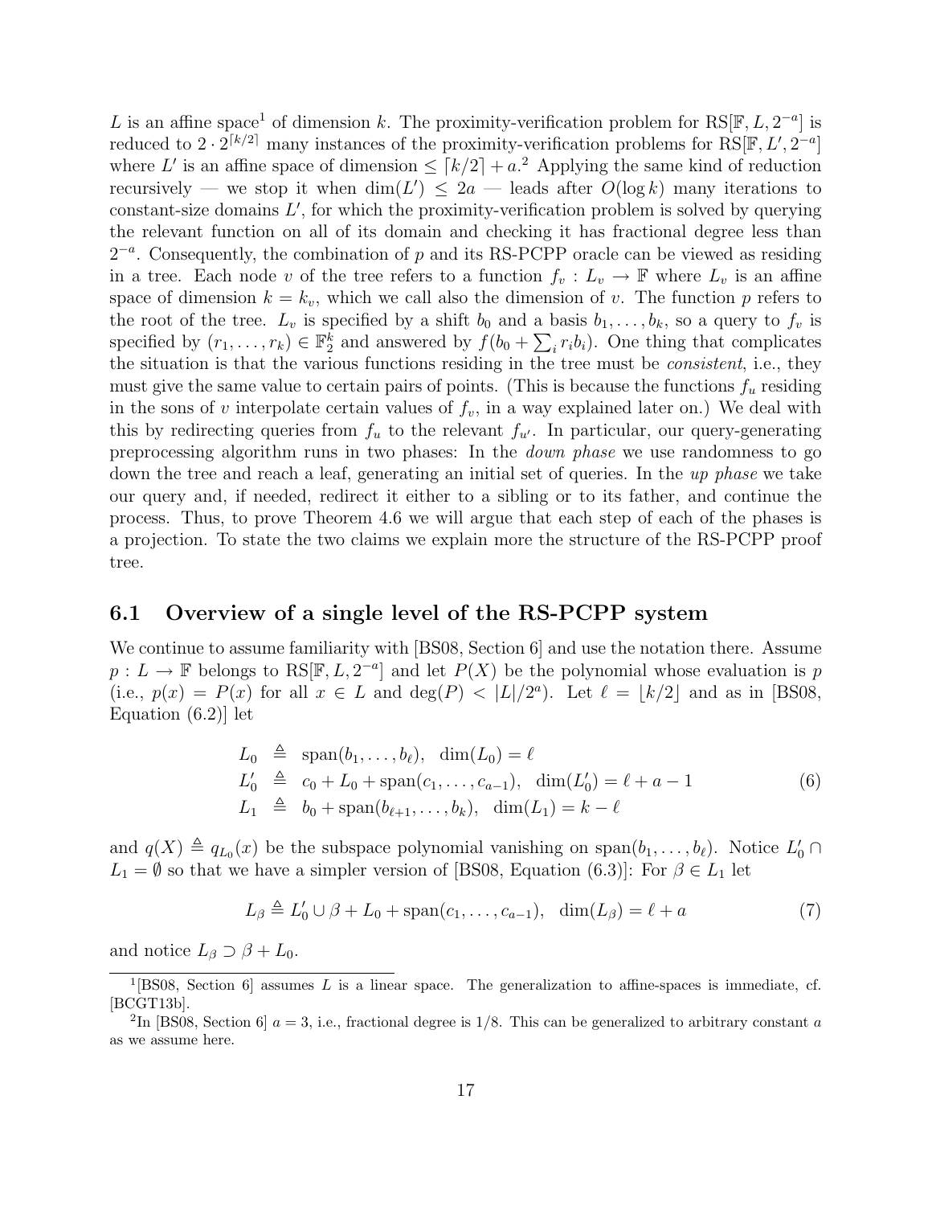$L$ is an affine space[1] of dimension $k$. The proximity-verification problem for $\text{RS}[\mathbb{F}, L, 2^{-a}]$ is reduced to $2 \cdot 2^{\lceil k/2 \rceil}$ many instances of the proximity-verification problems for $\text{RS}[\mathbb{F}, L', 2^{-a}]$ where $L'$ is an affine space of dimension $\leq \lceil k/2 \rceil + a$.[2] Applying the same kind of reduction recursively — we stop it when $\dim(L') \leq 2a$ — leads after $O(\log k)$ many iterations to constant-size domains $L'$, for which the proximity-verification problem is solved by querying the relevant function on all of its domain and checking it has fractional degree less than $2^{-a}$. Consequently, the combination of $p$ and its RS-PCPP oracle can be viewed as residing in a tree. Each node $v$ of the tree refers to a function $f_v : L_v \to \mathbb{F}$ where $L_v$ is an affine space of dimension $k = k_v$, which we call also the dimension of $v$. The function $p$ refers to the root of the tree. $L_v$ is specified by a shift $b_0$ and a basis $b_1, \ldots, b_k$, so a query to $f_v$ is specified by $(r_1, \ldots, r_k) \in \mathbb{F}_2^k$ and answered by $f(b_0 + \sum_i r_i b_i)$. One thing that complicates the situation is that the various functions residing in the tree must be *consistent*, i.e., they must give the same value to certain pairs of points. (This is because the functions $f_u$ residing in the sons of $v$ interpolate certain values of $f_v$, in a way explained later on.) We deal with this by redirecting queries from $f_u$ to the relevant $f_{u'}$. In particular, our query-generating preprocessing algorithm runs in two phases: In the *down phase* we use randomness to go down the tree and reach a leaf, generating an initial set of queries. In the *up phase* we take our query and, if needed, redirect it either to a sibling or to its father, and continue the process. Thus, to prove Theorem 4.6 we will argue that each step of each of the phases is a projection. To state the two claims we explain more the structure of the RS-PCPP proof tree.

## 6.1 Overview of a single level of the RS-PCPP system

We continue to assume familiarity with [BS08, Section 6] and use the notation there. Assume $p : L \to \mathbb{F}$ belongs to $\text{RS}[\mathbb{F}, L, 2^{-a}]$ and let $P(X)$ be the polynomial whose evaluation is $p$ (i.e., $p(x) = P(x)$ for all $x \in L$ and $\deg(P) < |L|/2^a$). Let $\ell = \lfloor k/2 \rfloor$ and as in [BS08, Equation (6.2)] let

$$
\begin{aligned}
L_0 &\triangleq \text{span}(b_1, \ldots, b_\ell), \quad \dim(L_0) = \ell \\
L_0' &\triangleq c_0 + L_0 + \text{span}(c_1, \ldots, c_{a-1}), \quad \dim(L_0') = \ell + a - 1 \\
L_1 &\triangleq b_0 + \text{span}(b_{\ell+1}, \ldots, b_k), \quad \dim(L_1) = k - \ell
\end{aligned}
\tag{6}
$$

and $q(X) \triangleq q_{L_0}(x)$ be the subspace polynomial vanishing on $\text{span}(b_1, \ldots, b_\ell)$. Notice $L_0' \cap L_1 = \emptyset$ so that we have a simpler version of [BS08, Equation (6.3)]: For $\beta \in L_1$ let

$$
L_\beta \triangleq L_0' \cup \beta + L_0 + \text{span}(c_1, \ldots, c_{a-1}), \quad \dim(L_\beta) = \ell + a \tag{7}
$$

and notice $L_\beta \supset \beta + L_0$.

---

[1] [BS08, Section 6] assumes $L$ is a linear space. The generalization to affine-spaces is immediate, cf. [BCGT13b].

[2] In [BS08, Section 6] $a = 3$, i.e., fractional degree is $1/8$. This can be generalized to arbitrary constant $a$ as we assume here.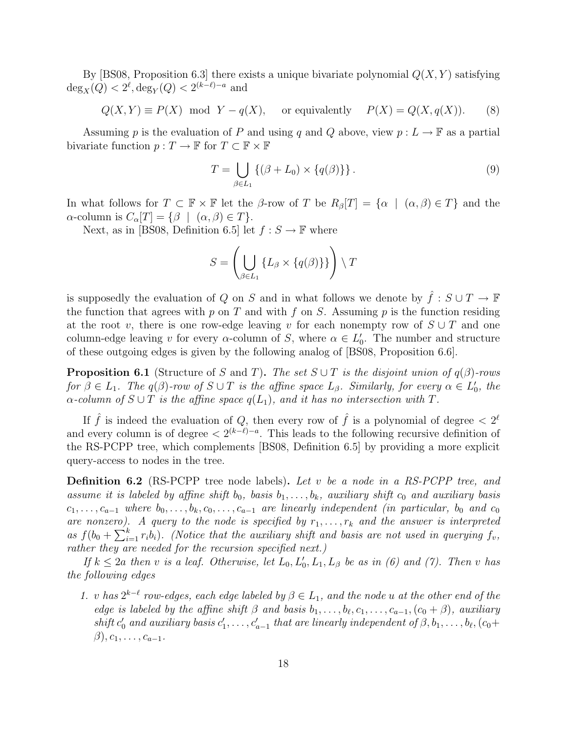By [BS08, Proposition 6.3] there exists a unique bivariate polynomial $Q(X,Y)$ satisfying $\deg_X(Q) < 2^\ell, \deg_Y(Q) < 2^{(k-\ell)-a}$ and

$$Q(X,Y) \equiv P(X) \mod Y - q(X), \qquad \text{or equivalently} \qquad P(X) = Q(X, q(X)). \tag{8}$$

Assuming $p$ is the evaluation of $P$ and using $q$ and $Q$ above, view $p : L \to \mathbb{F}$ as a partial bivariate function $p : T \to \mathbb{F}$ for $T \subset \mathbb{F} \times \mathbb{F}$

$$T = \bigcup_{\beta \in L_1} \{(\beta + L_0) \times \{q(\beta)\}\}. \tag{9}$$

In what follows for $T \subset \mathbb{F} \times \mathbb{F}$ let the $\beta$-row of $T$ be $R_\beta[T] = \{\alpha \mid (\alpha, \beta) \in T\}$ and the $\alpha$-column is $C_\alpha[T] = \{\beta \mid (\alpha, \beta) \in T\}$.

Next, as in [BS08, Definition 6.5] let $f : S \to \mathbb{F}$ where

$$S = \left( \bigcup_{\beta \in L_1} \{L_\beta \times \{q(\beta)\}\} \right) \setminus T$$

is supposedly the evaluation of $Q$ on $S$ and in what follows we denote by $\hat{f} : S \cup T \to \mathbb{F}$ the function that agrees with $p$ on $T$ and with $f$ on $S$. Assuming $p$ is the function residing at the root $v$, there is one row-edge leaving $v$ for each nonempty row of $S \cup T$ and one column-edge leaving $v$ for every $\alpha$-column of $S$, where $\alpha \in L_0'$. The number and structure of these outgoing edges is given by the following analog of [BS08, Proposition 6.6].

**Proposition 6.1** (Structure of $S$ and $T$). *The set $S \cup T$ is the disjoint union of $q(\beta)$-rows for $\beta \in L_1$. The $q(\beta)$-row of $S \cup T$ is the affine space $L_\beta$. Similarly, for every $\alpha \in L_0'$, the $\alpha$-column of $S \cup T$ is the affine space $q(L_1)$, and it has no intersection with $T$.*

If $\hat{f}$ is indeed the evaluation of $Q$, then every row of $\hat{f}$ is a polynomial of degree $< 2^\ell$ and every column is of degree $< 2^{(k-\ell)-a}$. This leads to the following recursive definition of the RS-PCPP tree, which complements [BS08, Definition 6.5] by providing a more explicit query-access to nodes in the tree.

**Definition 6.2** (RS-PCPP tree node labels). *Let $v$ be a node in a RS-PCPP tree, and assume it is labeled by affine shift $b_0$, basis $b_1, \ldots, b_k$, auxiliary shift $c_0$ and auxiliary basis $c_1, \ldots, c_{a-1}$ where $b_0, \ldots, b_k, c_0, \ldots, c_{a-1}$ are linearly independent (in particular, $b_0$ and $c_0$ are nonzero). A query to the node is specified by $r_1, \ldots, r_k$ and the answer is interpreted as $f(b_0 + \sum_{i=1}^k r_i b_i)$. (Notice that the auxiliary shift and basis are not used in querying $f_v$, rather they are needed for the recursion specified next.)*

*If $k \leq 2a$ then $v$ is a leaf. Otherwise, let $L_0, L_0', L_1, L_\beta$ be as in (6) and (7). Then $v$ has the following edges*

1. *$v$ has $2^{k-\ell}$ row-edges, each edge labeled by $\beta \in L_1$, and the node $u$ at the other end of the edge is labeled by the affine shift $\beta$ and basis $b_1, \ldots, b_\ell, c_1, \ldots, c_{a-1}, (c_0 + \beta)$, auxiliary shift $c_0'$ and auxiliary basis $c_1', \ldots, c_{a-1}'$ that are linearly independent of $\beta, b_1, \ldots, b_\ell, (c_0 + \beta), c_1, \ldots, c_{a-1}$.*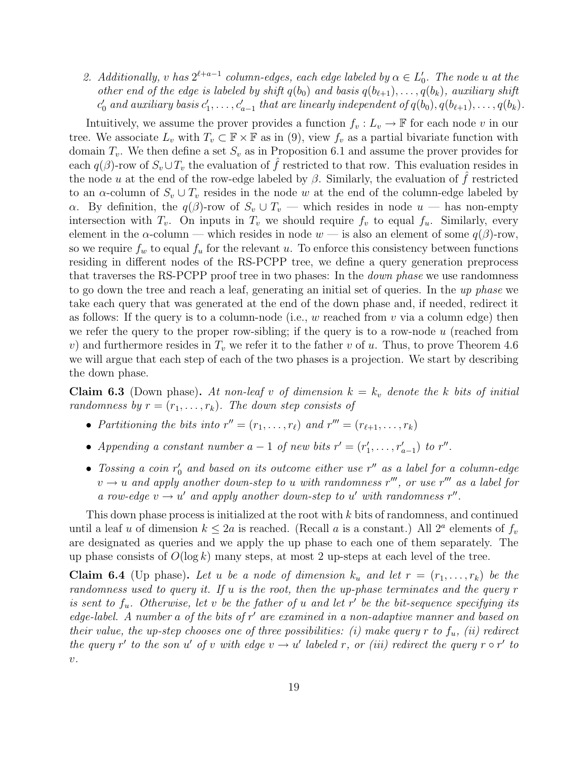2. *Additionally, $v$ has $2^{\ell+a-1}$ column-edges, each edge labeled by $\alpha \in L'_0$. The node $u$ at the other end of the edge is labeled by shift $q(b_0)$ and basis $q(b_{\ell+1}), \ldots, q(b_k)$, auxiliary shift $c'_0$ and auxiliary basis $c'_1, \ldots, c'_{a-1}$ that are linearly independent of $q(b_0), q(b_{\ell+1}), \ldots, q(b_k)$.*

Intuitively, we assume the prover provides a function $f_v : L_v \to \mathbb{F}$ for each node $v$ in our tree. We associate $L_v$ with $T_v \subset \mathbb{F} \times \mathbb{F}$ as in (9), view $f_v$ as a partial bivariate function with domain $T_v$. We then define a set $S_v$ as in Proposition 6.1 and assume the prover provides for each $q(\beta)$-row of $S_v \cup T_v$ the evaluation of $\hat{f}$ restricted to that row. This evaluation resides in the node $u$ at the end of the row-edge labeled by $\beta$. Similarly, the evaluation of $\hat{f}$ restricted to an $\alpha$-column of $S_v \cup T_v$ resides in the node $w$ at the end of the column-edge labeled by $\alpha$. By definition, the $q(\beta)$-row of $S_v \cup T_v$ — which resides in node $u$ — has non-empty intersection with $T_v$. On inputs in $T_v$ we should require $f_v$ to equal $f_u$. Similarly, every element in the $\alpha$-column — which resides in node $w$ — is also an element of some $q(\beta)$-row, so we require $f_w$ to equal $f_u$ for the relevant $u$. To enforce this consistency between functions residing in different nodes of the RS-PCPP tree, we define a query generation preprocess that traverses the RS-PCPP proof tree in two phases: In the *down phase* we use randomness to go down the tree and reach a leaf, generating an initial set of queries. In the *up phase* we take each query that was generated at the end of the down phase and, if needed, redirect it as follows: If the query is to a column-node (i.e., $w$ reached from $v$ via a column edge) then we refer the query to the proper row-sibling; if the query is to a row-node $u$ (reached from $v$) and furthermore resides in $T_v$ we refer it to the father $v$ of $u$. Thus, to prove Theorem 4.6 we will argue that each step of each of the two phases is a projection. We start by describing the down phase.

**Claim 6.3** (Down phase)**.** *At non-leaf $v$ of dimension $k = k_v$ denote the $k$ bits of initial randomness by $r = (r_1, \ldots, r_k)$. The down step consists of*

- *Partitioning the bits into $r'' = (r_1, \ldots, r_\ell)$ and $r''' = (r_{\ell+1}, \ldots, r_k)$*
- *Appending a constant number $a - 1$ of new bits $r' = (r'_1, \ldots, r'_{a-1})$ to $r''$.*
- *Tossing a coin $r'_0$ and based on its outcome either use $r''$ as a label for a column-edge $v \to u$ and apply another down-step to $u$ with randomness $r'''$, or use $r'''$ as a label for a row-edge $v \to u'$ and apply another down-step to $u'$ with randomness $r''$.*

This down phase process is initialized at the root with $k$ bits of randomness, and continued until a leaf $u$ of dimension $k \leq 2a$ is reached. (Recall $a$ is a constant.) All $2^a$ elements of $f_v$ are designated as queries and we apply the up phase to each one of them separately. The up phase consists of $O(\log k)$ many steps, at most 2 up-steps at each level of the tree.

**Claim 6.4** (Up phase)**.** *Let $u$ be a node of dimension $k_u$ and let $r = (r_1, \ldots, r_k)$ be the randomness used to query it. If $u$ is the root, then the up-phase terminates and the query $r$ is sent to $f_u$. Otherwise, let $v$ be the father of $u$ and let $r'$ be the bit-sequence specifying its edge-label. A number $a$ of the bits of $r'$ are examined in a non-adaptive manner and based on their value, the up-step chooses one of three possibilities: (i) make query $r$ to $f_u$, (ii) redirect the query $r'$ to the son $u'$ of $v$ with edge $v \to u'$ labeled $r$, or (iii) redirect the query $r \circ r'$ to $v$.*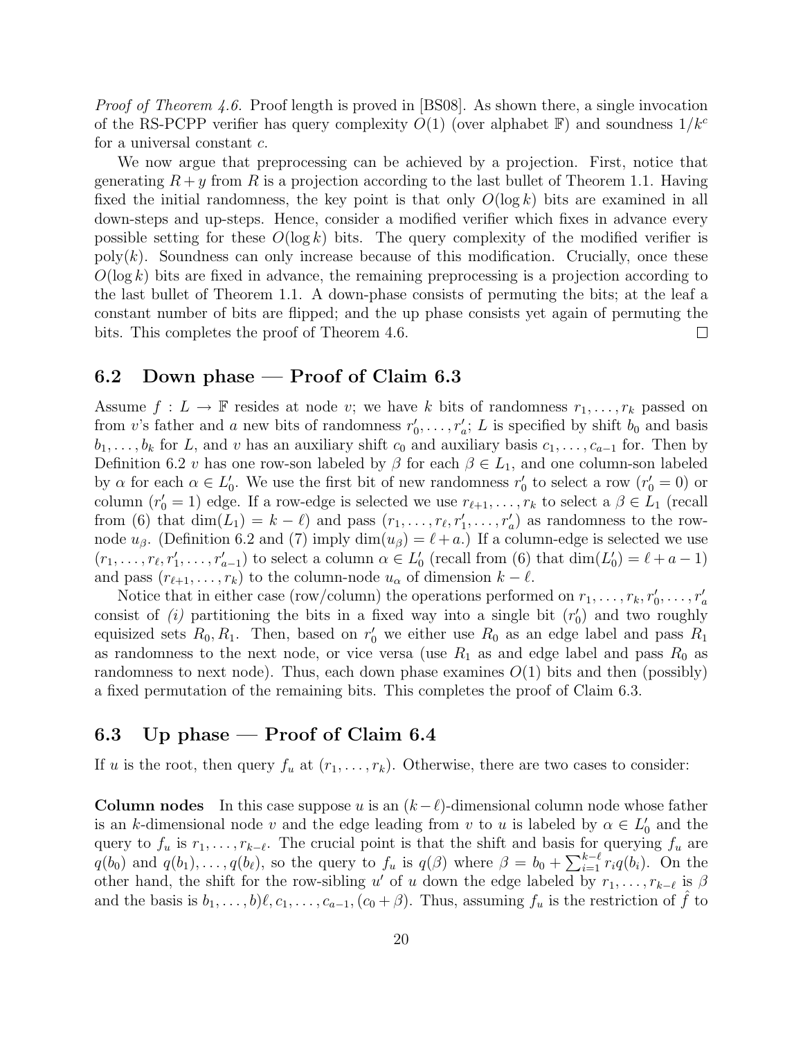*Proof of Theorem 4.6.* Proof length is proved in [BS08]. As shown there, a single invocation of the RS-PCPP verifier has query complexity $O(1)$ (over alphabet $\mathbb{F}$) and soundness $1/k^c$ for a universal constant $c$.

We now argue that preprocessing can be achieved by a projection. First, notice that generating $R + y$ from $R$ is a projection according to the last bullet of Theorem 1.1. Having fixed the initial randomness, the key point is that only $O(\log k)$ bits are examined in all down-steps and up-steps. Hence, consider a modified verifier which fixes in advance every possible setting for these $O(\log k)$ bits. The query complexity of the modified verifier is $\mathrm{poly}(k)$. Soundness can only increase because of this modification. Crucially, once these $O(\log k)$ bits are fixed in advance, the remaining preprocessing is a projection according to the last bullet of Theorem 1.1. A down-phase consists of permuting the bits; at the leaf a constant number of bits are flipped; and the up phase consists yet again of permuting the bits. This completes the proof of Theorem 4.6. □

## 6.2 Down phase — Proof of Claim 6.3

Assume $f : L \to \mathbb{F}$ resides at node $v$; we have $k$ bits of randomness $r_1, \ldots, r_k$ passed on from $v$'s father and $a$ new bits of randomness $r'_0, \ldots, r'_a$; $L$ is specified by shift $b_0$ and basis $b_1, \ldots, b_k$ for $L$, and $v$ has an auxiliary shift $c_0$ and auxiliary basis $c_1, \ldots, c_{a-1}$ for. Then by Definition 6.2 $v$ has one row-son labeled by $\beta$ for each $\beta \in L_1$, and one column-son labeled by $\alpha$ for each $\alpha \in L'_0$. We use the first bit of new randomness $r'_0$ to select a row ($r'_0 = 0$) or column ($r'_0 = 1$) edge. If a row-edge is selected we use $r_{\ell+1}, \ldots, r_k$ to select a $\beta \in L_1$ (recall from (6) that $\dim(L_1) = k - \ell$) and pass $(r_1, \ldots, r_\ell, r'_1, \ldots, r'_a)$ as randomness to the row-node $u_\beta$. (Definition 6.2 and (7) imply $\dim(u_\beta) = \ell + a$.) If a column-edge is selected we use $(r_1, \ldots, r_\ell, r'_1, \ldots, r'_{a-1})$ to select a column $\alpha \in L'_0$ (recall from (6) that $\dim(L'_0) = \ell + a - 1$) and pass $(r_{\ell+1}, \ldots, r_k)$ to the column-node $u_\alpha$ of dimension $k - \ell$.

Notice that in either case (row/column) the operations performed on $r_1, \ldots, r_k, r'_0, \ldots, r'_a$ consist of *(i)* partitioning the bits in a fixed way into a single bit ($r'_0$) and two roughly equisized sets $R_0, R_1$. Then, based on $r'_0$ we either use $R_0$ as an edge label and pass $R_1$ as randomness to the next node, or vice versa (use $R_1$ as and edge label and pass $R_0$ as randomness to next node). Thus, each down phase examines $O(1)$ bits and then (possibly) a fixed permutation of the remaining bits. This completes the proof of Claim 6.3.

## 6.3 Up phase — Proof of Claim 6.4

If $u$ is the root, then query $f_u$ at $(r_1, \ldots, r_k)$. Otherwise, there are two cases to consider:

**Column nodes** In this case suppose $u$ is an $(k-\ell)$-dimensional column node whose father is an $k$-dimensional node $v$ and the edge leading from $v$ to $u$ is labeled by $\alpha \in L'_0$ and the query to $f_u$ is $r_1, \ldots, r_{k-\ell}$. The crucial point is that the shift and basis for querying $f_u$ are $q(b_0)$ and $q(b_1), \ldots, q(b_\ell)$, so the query to $f_u$ is $q(\beta)$ where $\beta = b_0 + \sum_{i=1}^{k-\ell} r_i q(b_i)$. On the other hand, the shift for the row-sibling $u'$ of $u$ down the edge labeled by $r_1, \ldots, r_{k-\ell}$ is $\beta$ and the basis is $b_1, \ldots, b)\ell, c_1, \ldots, c_{a-1}, (c_0 + \beta)$. Thus, assuming $f_u$ is the restriction of $\hat{f}$ to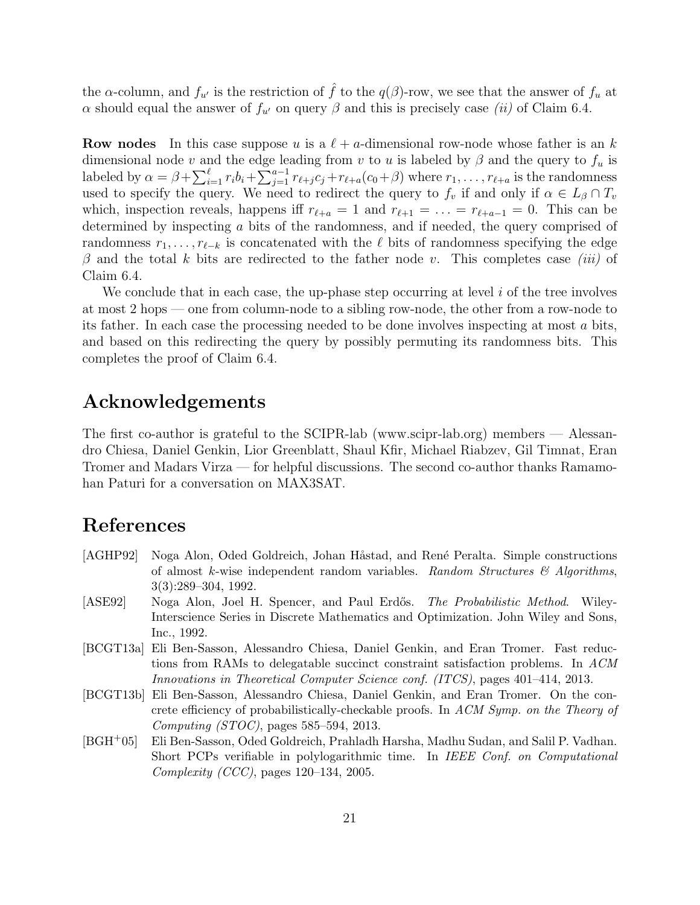the $\alpha$-column, and $f_{u'}$ is the restriction of $\hat{f}$ to the $q(\beta)$-row, we see that the answer of $f_u$ at $\alpha$ should equal the answer of $f_{u'}$ on query $\beta$ and this is precisely case *(ii)* of Claim 6.4.

**Row nodes** In this case suppose $u$ is a $\ell + a$-dimensional row-node whose father is an $k$ dimensional node $v$ and the edge leading from $v$ to $u$ is labeled by $\beta$ and the query to $f_u$ is labeled by $\alpha = \beta + \sum_{i=1}^{\ell} r_i b_i + \sum_{j=1}^{a-1} r_{\ell+j} c_j + r_{\ell+a}(c_0 + \beta)$ where $r_1, \ldots, r_{\ell+a}$ is the randomness used to specify the query. We need to redirect the query to $f_v$ if and only if $\alpha \in L_\beta \cap T_v$ which, inspection reveals, happens iff $r_{\ell+a} = 1$ and $r_{\ell+1} = \ldots = r_{\ell+a-1} = 0$. This can be determined by inspecting $a$ bits of the randomness, and if needed, the query comprised of randomness $r_1, \ldots, r_{\ell-k}$ is concatenated with the $\ell$ bits of randomness specifying the edge $\beta$ and the total $k$ bits are redirected to the father node $v$. This completes case *(iii)* of Claim 6.4.

We conclude that in each case, the up-phase step occurring at level $i$ of the tree involves at most 2 hops — one from column-node to a sibling row-node, the other from a row-node to its father. In each case the processing needed to be done involves inspecting at most $a$ bits, and based on this redirecting the query by possibly permuting its randomness bits. This completes the proof of Claim 6.4.

## Acknowledgements

The first co-author is grateful to the SCIPR-lab (www.scipr-lab.org) members — Alessandro Chiesa, Daniel Genkin, Lior Greenblatt, Shaul Kfir, Michael Riabzev, Gil Timnat, Eran Tromer and Madars Virza — for helpful discussions. The second co-author thanks Ramamohan Paturi for a conversation on MAX3SAT.

## References

[AGHP92] Noga Alon, Oded Goldreich, Johan Håstad, and René Peralta. Simple constructions of almost $k$-wise independent random variables. *Random Structures & Algorithms*, 3(3):289–304, 1992.

[ASE92] Noga Alon, Joel H. Spencer, and Paul Erdős. *The Probabilistic Method*. Wiley-Interscience Series in Discrete Mathematics and Optimization. John Wiley and Sons, Inc., 1992.

[BCGT13a] Eli Ben-Sasson, Alessandro Chiesa, Daniel Genkin, and Eran Tromer. Fast reductions from RAMs to delegatable succinct constraint satisfaction problems. In *ACM Innovations in Theoretical Computer Science conf. (ITCS)*, pages 401–414, 2013.

[BCGT13b] Eli Ben-Sasson, Alessandro Chiesa, Daniel Genkin, and Eran Tromer. On the concrete efficiency of probabilistically-checkable proofs. In *ACM Symp. on the Theory of Computing (STOC)*, pages 585–594, 2013.

[BGH+05] Eli Ben-Sasson, Oded Goldreich, Prahladh Harsha, Madhu Sudan, and Salil P. Vadhan. Short PCPs verifiable in polylogarithmic time. In *IEEE Conf. on Computational Complexity (CCC)*, pages 120–134, 2005.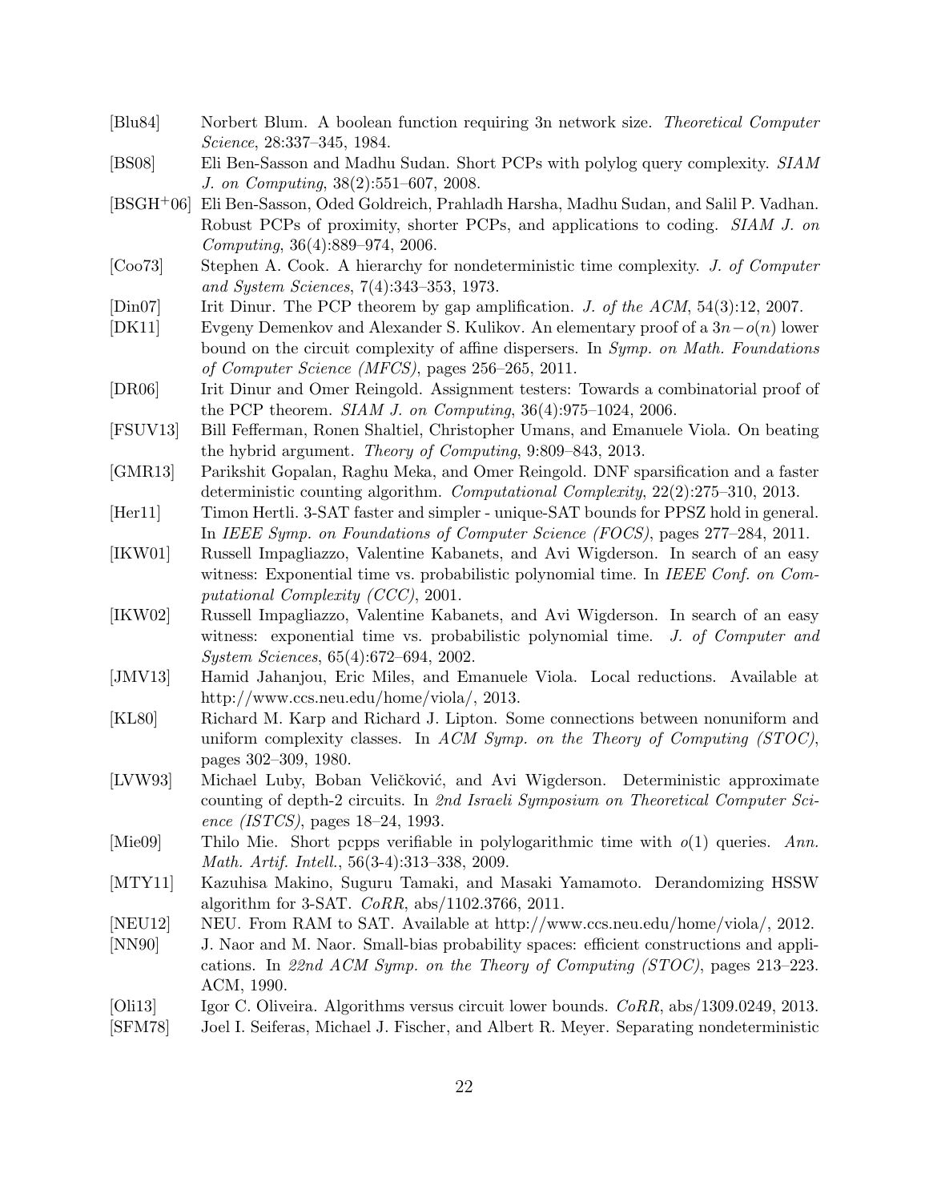[Blu84] Norbert Blum. A boolean function requiring 3n network size. *Theoretical Computer Science*, 28:337–345, 1984.

[BS08] Eli Ben-Sasson and Madhu Sudan. Short PCPs with polylog query complexity. *SIAM J. on Computing*, 38(2):551–607, 2008.

[BSGH+06] Eli Ben-Sasson, Oded Goldreich, Prahladh Harsha, Madhu Sudan, and Salil P. Vadhan. Robust PCPs of proximity, shorter PCPs, and applications to coding. *SIAM J. on Computing*, 36(4):889–974, 2006.

[Coo73] Stephen A. Cook. A hierarchy for nondeterministic time complexity. *J. of Computer and System Sciences*, 7(4):343–353, 1973.

[Din07] Irit Dinur. The PCP theorem by gap amplification. *J. of the ACM*, 54(3):12, 2007.

[DK11] Evgeny Demenkov and Alexander S. Kulikov. An elementary proof of a $3n - o(n)$ lower bound on the circuit complexity of affine dispersers. In *Symp. on Math. Foundations of Computer Science (MFCS)*, pages 256–265, 2011.

[DR06] Irit Dinur and Omer Reingold. Assignment testers: Towards a combinatorial proof of the PCP theorem. *SIAM J. on Computing*, 36(4):975–1024, 2006.

[FSUV13] Bill Fefferman, Ronen Shaltiel, Christopher Umans, and Emanuele Viola. On beating the hybrid argument. *Theory of Computing*, 9:809–843, 2013.

[GMR13] Parikshit Gopalan, Raghu Meka, and Omer Reingold. DNF sparsification and a faster deterministic counting algorithm. *Computational Complexity*, 22(2):275–310, 2013.

[Her11] Timon Hertli. 3-SAT faster and simpler - unique-SAT bounds for PPSZ hold in general. In *IEEE Symp. on Foundations of Computer Science (FOCS)*, pages 277–284, 2011.

[IKW01] Russell Impagliazzo, Valentine Kabanets, and Avi Wigderson. In search of an easy witness: Exponential time vs. probabilistic polynomial time. In *IEEE Conf. on Computational Complexity (CCC)*, 2001.

[IKW02] Russell Impagliazzo, Valentine Kabanets, and Avi Wigderson. In search of an easy witness: exponential time vs. probabilistic polynomial time. *J. of Computer and System Sciences*, 65(4):672–694, 2002.

[JMV13] Hamid Jahanjou, Eric Miles, and Emanuele Viola. Local reductions. Available at http://www.ccs.neu.edu/home/viola/, 2013.

[KL80] Richard M. Karp and Richard J. Lipton. Some connections between nonuniform and uniform complexity classes. In *ACM Symp. on the Theory of Computing (STOC)*, pages 302–309, 1980.

[LVW93] Michael Luby, Boban Veličković, and Avi Wigderson. Deterministic approximate counting of depth-2 circuits. In *2nd Israeli Symposium on Theoretical Computer Science (ISTCS)*, pages 18–24, 1993.

[Mie09] Thilo Mie. Short pcpps verifiable in polylogarithmic time with $o(1)$ queries. *Ann. Math. Artif. Intell.*, 56(3-4):313–338, 2009.

[MTY11] Kazuhisa Makino, Suguru Tamaki, and Masaki Yamamoto. Derandomizing HSSW algorithm for 3-SAT. *CoRR*, abs/1102.3766, 2011.

[NEU12] NEU. From RAM to SAT. Available at http://www.ccs.neu.edu/home/viola/, 2012.

[NN90] J. Naor and M. Naor. Small-bias probability spaces: efficient constructions and applications. In *22nd ACM Symp. on the Theory of Computing (STOC)*, pages 213–223. ACM, 1990.

[Oli13] Igor C. Oliveira. Algorithms versus circuit lower bounds. *CoRR*, abs/1309.0249, 2013.

[SFM78] Joel I. Seiferas, Michael J. Fischer, and Albert R. Meyer. Separating nondeterministic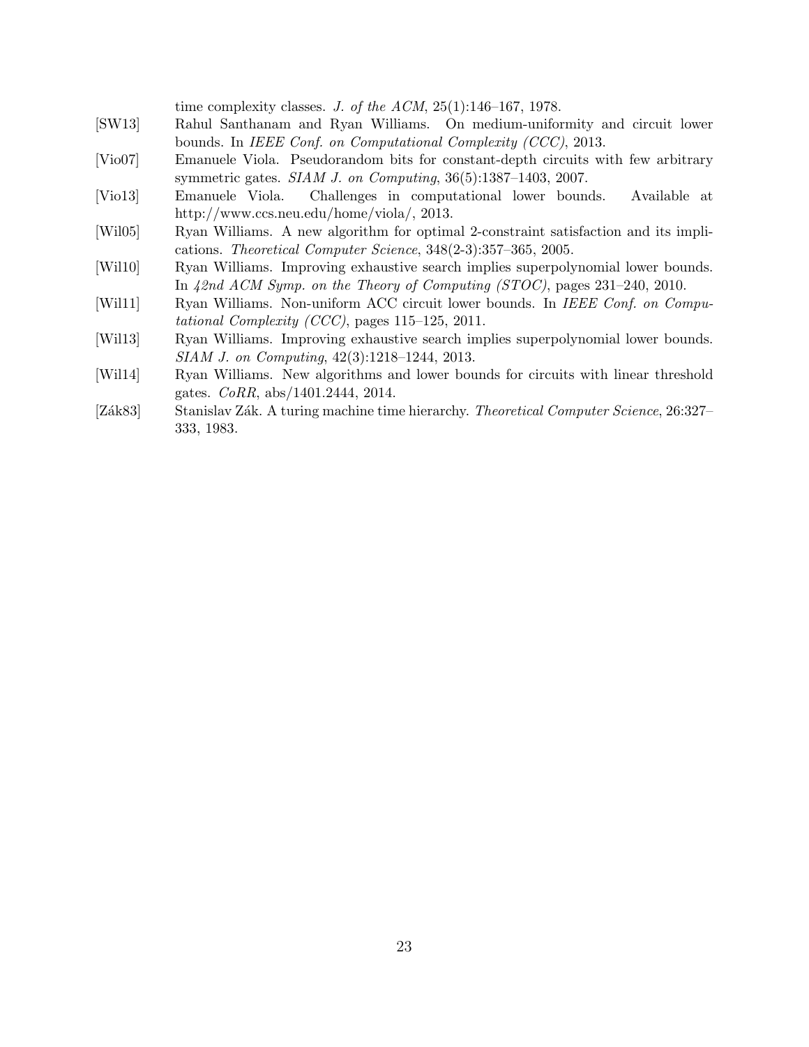time complexity classes. *J. of the ACM*, 25(1):146–167, 1978.

[SW13] Rahul Santhanam and Ryan Williams. On medium-uniformity and circuit lower bounds. In *IEEE Conf. on Computational Complexity (CCC)*, 2013.

[Vio07] Emanuele Viola. Pseudorandom bits for constant-depth circuits with few arbitrary symmetric gates. *SIAM J. on Computing*, 36(5):1387–1403, 2007.

[Vio13] Emanuele Viola. Challenges in computational lower bounds. Available at http://www.ccs.neu.edu/home/viola/, 2013.

[Wil05] Ryan Williams. A new algorithm for optimal 2-constraint satisfaction and its implications. *Theoretical Computer Science*, 348(2-3):357–365, 2005.

[Wil10] Ryan Williams. Improving exhaustive search implies superpolynomial lower bounds. In *42nd ACM Symp. on the Theory of Computing (STOC)*, pages 231–240, 2010.

[Wil11] Ryan Williams. Non-uniform ACC circuit lower bounds. In *IEEE Conf. on Computational Complexity (CCC)*, pages 115–125, 2011.

[Wil13] Ryan Williams. Improving exhaustive search implies superpolynomial lower bounds. *SIAM J. on Computing*, 42(3):1218–1244, 2013.

[Wil14] Ryan Williams. New algorithms and lower bounds for circuits with linear threshold gates. *CoRR*, abs/1401.2444, 2014.

[Žák83] Stanislav Žák. A turing machine time hierarchy. *Theoretical Computer Science*, 26:327–333, 1983.